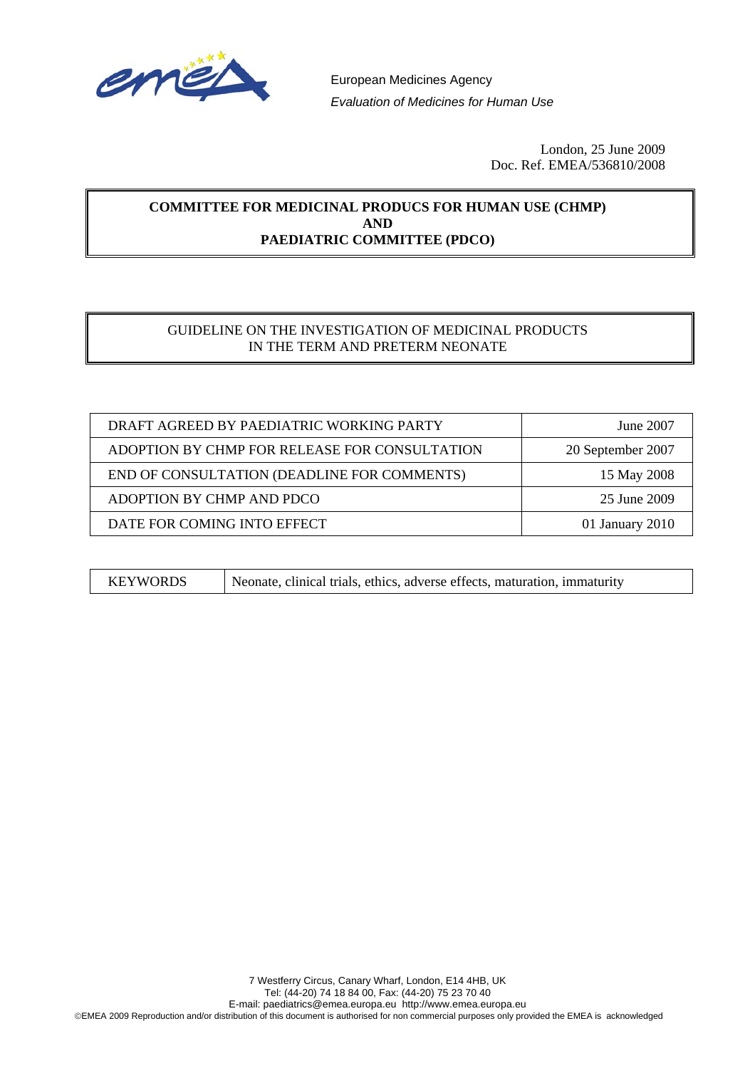European Medicines Agency
*Evaluation of Medicines for Human Use*

London, 25 June 2009
Doc. Ref. EMEA/536810/2008

**COMMITTEE FOR MEDICINAL PRODUCS FOR HUMAN USE (CHMP)**
**AND**
**PAEDIATRIC COMMITTEE (PDCO)**

# GUIDELINE ON THE INVESTIGATION OF MEDICINAL PRODUCTS IN THE TERM AND PRETERM NEONATE

| | |
|---|---|
| DRAFT AGREED BY PAEDIATRIC WORKING PARTY | June 2007 |
| ADOPTION BY CHMP FOR RELEASE FOR CONSULTATION | 20 September 2007 |
| END OF CONSULTATION (DEADLINE FOR COMMENTS) | 15 May 2008 |
| ADOPTION BY CHMP AND PDCO | 25 June 2009 |
| DATE FOR COMING INTO EFFECT | 01 January 2010 |

| | |
|---|---|
| KEYWORDS | Neonate, clinical trials, ethics, adverse effects, maturation, immaturity |

7 Westferry Circus, Canary Wharf, London, E14 4HB, UK
Tel: (44-20) 74 18 84 00, Fax: (44-20) 75 23 70 40
E-mail: paediatrics@emea.europa.eu http://www.emea.europa.eu
©EMEA 2009 Reproduction and/or distribution of this document is authorised for non commercial purposes only provided the EMEA is acknowledged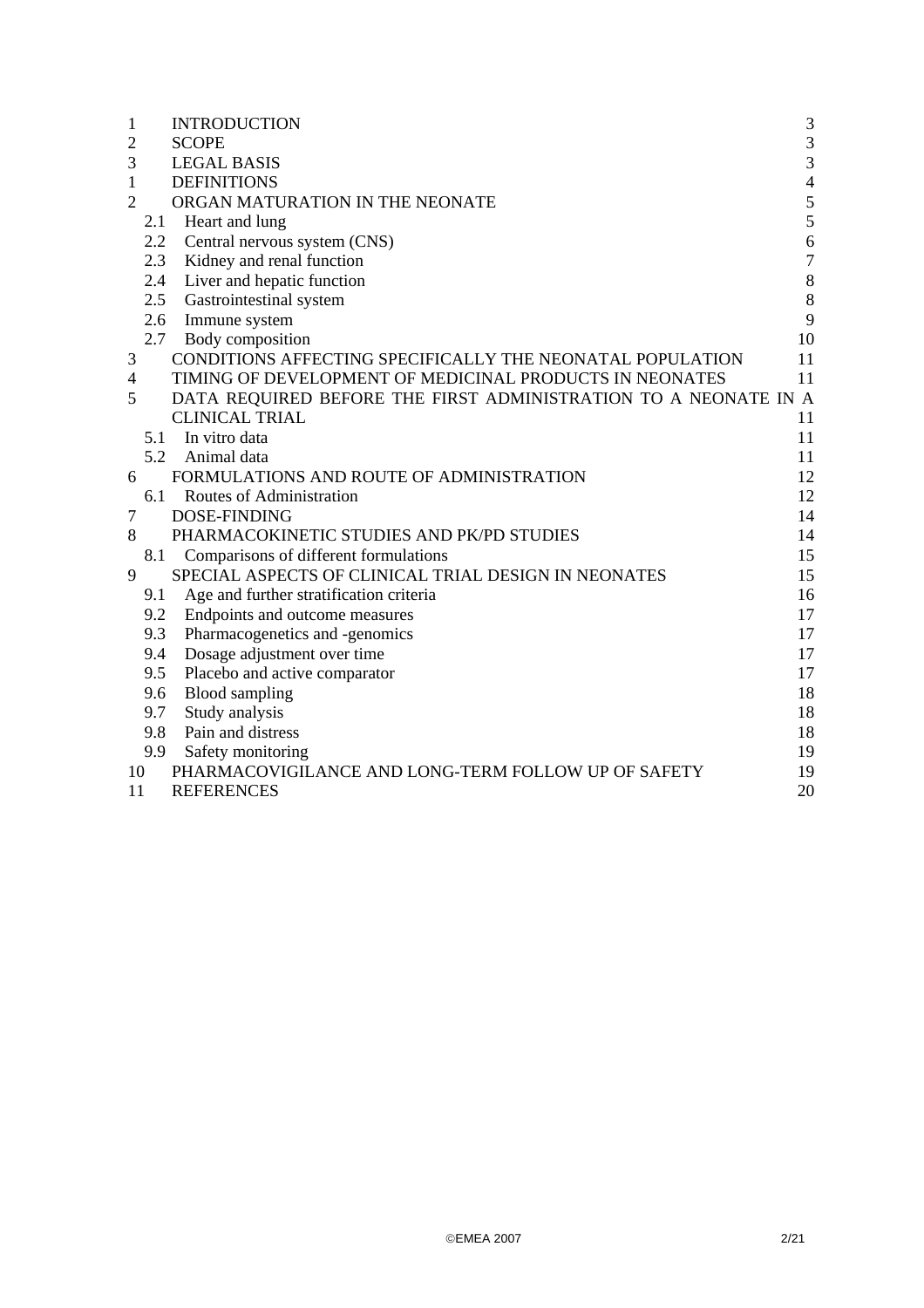| | | |
|---|---|---|
| 1 | INTRODUCTION | 3 |
| 2 | SCOPE | 3 |
| 3 | LEGAL BASIS | 3 |
| 1 | DEFINITIONS | 4 |
| 2 | ORGAN MATURATION IN THE NEONATE | 5 |
| 2.1 | Heart and lung | 5 |
| 2.2 | Central nervous system (CNS) | 6 |
| 2.3 | Kidney and renal function | 7 |
| 2.4 | Liver and hepatic function | 8 |
| 2.5 | Gastrointestinal system | 8 |
| 2.6 | Immune system | 9 |
| 2.7 | Body composition | 10 |
| 3 | CONDITIONS AFFECTING SPECIFICALLY THE NEONATAL POPULATION | 11 |
| 4 | TIMING OF DEVELOPMENT OF MEDICINAL PRODUCTS IN NEONATES | 11 |
| 5 | DATA REQUIRED BEFORE THE FIRST ADMINISTRATION TO A NEONATE IN A CLINICAL TRIAL | 11 |
| 5.1 | In vitro data | 11 |
| 5.2 | Animal data | 11 |
| 6 | FORMULATIONS AND ROUTE OF ADMINISTRATION | 12 |
| 6.1 | Routes of Administration | 12 |
| 7 | DOSE-FINDING | 14 |
| 8 | PHARMACOKINETIC STUDIES AND PK/PD STUDIES | 14 |
| 8.1 | Comparisons of different formulations | 15 |
| 9 | SPECIAL ASPECTS OF CLINICAL TRIAL DESIGN IN NEONATES | 15 |
| 9.1 | Age and further stratification criteria | 16 |
| 9.2 | Endpoints and outcome measures | 17 |
| 9.3 | Pharmacogenetics and -genomics | 17 |
| 9.4 | Dosage adjustment over time | 17 |
| 9.5 | Placebo and active comparator | 17 |
| 9.6 | Blood sampling | 18 |
| 9.7 | Study analysis | 18 |
| 9.8 | Pain and distress | 18 |
| 9.9 | Safety monitoring | 19 |
| 10 | PHARMACOVIGILANCE AND LONG-TERM FOLLOW UP OF SAFETY | 19 |
| 11 | REFERENCES | 20 |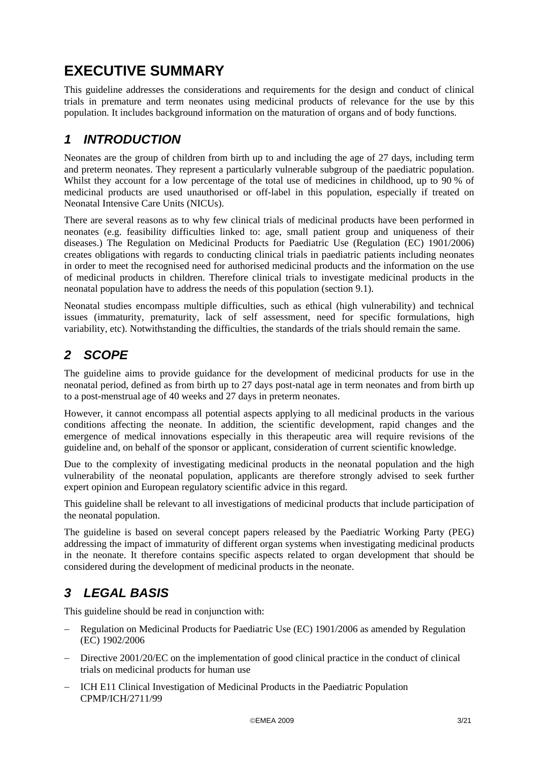# EXECUTIVE SUMMARY

This guideline addresses the considerations and requirements for the design and conduct of clinical trials in premature and term neonates using medicinal products of relevance for the use by this population. It includes background information on the maturation of organs and of body functions.

## 1 INTRODUCTION

Neonates are the group of children from birth up to and including the age of 27 days, including term and preterm neonates. They represent a particularly vulnerable subgroup of the paediatric population. Whilst they account for a low percentage of the total use of medicines in childhood, up to 90 % of medicinal products are used unauthorised or off-label in this population, especially if treated on Neonatal Intensive Care Units (NICUs).

There are several reasons as to why few clinical trials of medicinal products have been performed in neonates (e.g. feasibility difficulties linked to: age, small patient group and uniqueness of their diseases.) The Regulation on Medicinal Products for Paediatric Use (Regulation (EC) 1901/2006) creates obligations with regards to conducting clinical trials in paediatric patients including neonates in order to meet the recognised need for authorised medicinal products and the information on the use of medicinal products in children. Therefore clinical trials to investigate medicinal products in the neonatal population have to address the needs of this population (section 9.1).

Neonatal studies encompass multiple difficulties, such as ethical (high vulnerability) and technical issues (immaturity, prematurity, lack of self assessment, need for specific formulations, high variability, etc). Notwithstanding the difficulties, the standards of the trials should remain the same.

## 2 SCOPE

The guideline aims to provide guidance for the development of medicinal products for use in the neonatal period, defined as from birth up to 27 days post-natal age in term neonates and from birth up to a post-menstrual age of 40 weeks and 27 days in preterm neonates.

However, it cannot encompass all potential aspects applying to all medicinal products in the various conditions affecting the neonate. In addition, the scientific development, rapid changes and the emergence of medical innovations especially in this therapeutic area will require revisions of the guideline and, on behalf of the sponsor or applicant, consideration of current scientific knowledge.

Due to the complexity of investigating medicinal products in the neonatal population and the high vulnerability of the neonatal population, applicants are therefore strongly advised to seek further expert opinion and European regulatory scientific advice in this regard.

This guideline shall be relevant to all investigations of medicinal products that include participation of the neonatal population.

The guideline is based on several concept papers released by the Paediatric Working Party (PEG) addressing the impact of immaturity of different organ systems when investigating medicinal products in the neonate. It therefore contains specific aspects related to organ development that should be considered during the development of medicinal products in the neonate.

## 3 LEGAL BASIS

This guideline should be read in conjunction with:

- Regulation on Medicinal Products for Paediatric Use (EC) 1901/2006 as amended by Regulation (EC) 1902/2006
- Directive 2001/20/EC on the implementation of good clinical practice in the conduct of clinical trials on medicinal products for human use
- ICH E11 Clinical Investigation of Medicinal Products in the Paediatric Population CPMP/ICH/2711/99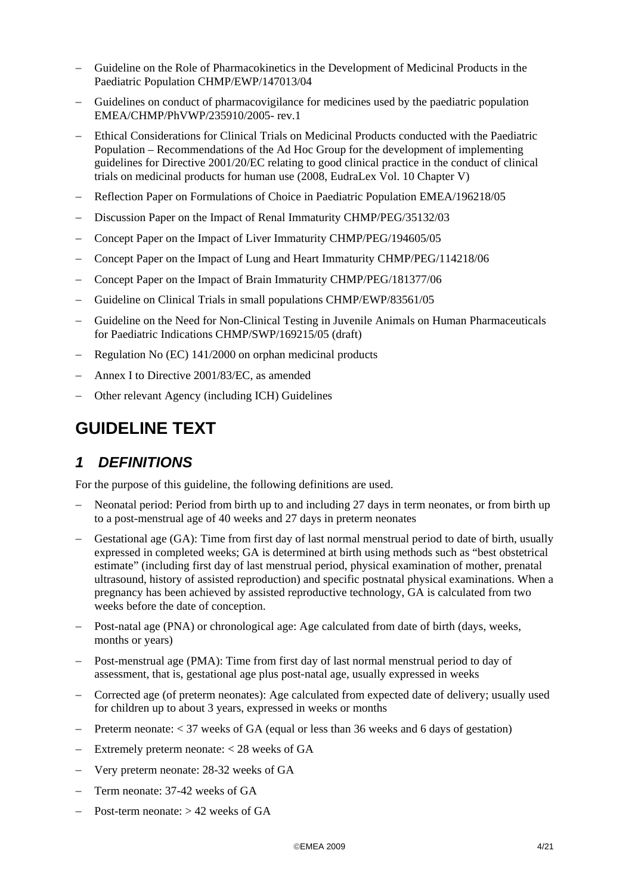- Guideline on the Role of Pharmacokinetics in the Development of Medicinal Products in the Paediatric Population CHMP/EWP/147013/04
- Guidelines on conduct of pharmacovigilance for medicines used by the paediatric population EMEA/CHMP/PhVWP/235910/2005- rev.1
- Ethical Considerations for Clinical Trials on Medicinal Products conducted with the Paediatric Population – Recommendations of the Ad Hoc Group for the development of implementing guidelines for Directive 2001/20/EC relating to good clinical practice in the conduct of clinical trials on medicinal products for human use (2008, EudraLex Vol. 10 Chapter V)
- Reflection Paper on Formulations of Choice in Paediatric Population EMEA/196218/05
- Discussion Paper on the Impact of Renal Immaturity CHMP/PEG/35132/03
- Concept Paper on the Impact of Liver Immaturity CHMP/PEG/194605/05
- Concept Paper on the Impact of Lung and Heart Immaturity CHMP/PEG/114218/06
- Concept Paper on the Impact of Brain Immaturity CHMP/PEG/181377/06
- Guideline on Clinical Trials in small populations CHMP/EWP/83561/05
- Guideline on the Need for Non-Clinical Testing in Juvenile Animals on Human Pharmaceuticals for Paediatric Indications CHMP/SWP/169215/05 (draft)
- Regulation No (EC) 141/2000 on orphan medicinal products
- Annex I to Directive 2001/83/EC, as amended
- Other relevant Agency (including ICH) Guidelines

# GUIDELINE TEXT

## *1 DEFINITIONS*

For the purpose of this guideline, the following definitions are used.

- Neonatal period: Period from birth up to and including 27 days in term neonates, or from birth up to a post-menstrual age of 40 weeks and 27 days in preterm neonates
- Gestational age (GA): Time from first day of last normal menstrual period to date of birth, usually expressed in completed weeks; GA is determined at birth using methods such as "best obstetrical estimate" (including first day of last menstrual period, physical examination of mother, prenatal ultrasound, history of assisted reproduction) and specific postnatal physical examinations. When a pregnancy has been achieved by assisted reproductive technology, GA is calculated from two weeks before the date of conception.
- Post-natal age (PNA) or chronological age: Age calculated from date of birth (days, weeks, months or years)
- Post-menstrual age (PMA): Time from first day of last normal menstrual period to day of assessment, that is, gestational age plus post-natal age, usually expressed in weeks
- Corrected age (of preterm neonates): Age calculated from expected date of delivery; usually used for children up to about 3 years, expressed in weeks or months
- Preterm neonate: < 37 weeks of GA (equal or less than 36 weeks and 6 days of gestation)
- Extremely preterm neonate: < 28 weeks of GA
- Very preterm neonate: 28-32 weeks of GA
- Term neonate: 37-42 weeks of GA
- Post-term neonate: > 42 weeks of GA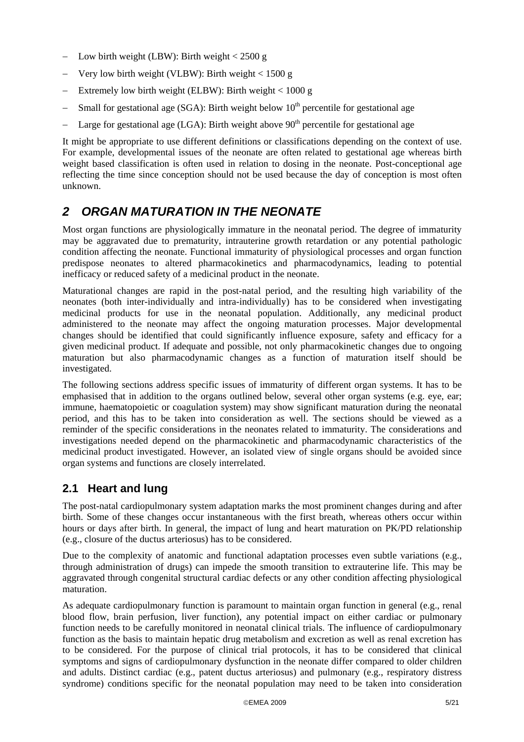- Low birth weight (LBW): Birth weight < 2500 g
- Very low birth weight (VLBW): Birth weight < 1500 g
- Extremely low birth weight (ELBW): Birth weight < 1000 g
- Small for gestational age (SGA): Birth weight below $10^{th}$ percentile for gestational age
- Large for gestational age (LGA): Birth weight above $90^{th}$ percentile for gestational age

It might be appropriate to use different definitions or classifications depending on the context of use. For example, developmental issues of the neonate are often related to gestational age whereas birth weight based classification is often used in relation to dosing in the neonate. Post-conceptional age reflecting the time since conception should not be used because the day of conception is most often unknown.

## *2 ORGAN MATURATION IN THE NEONATE*

Most organ functions are physiologically immature in the neonatal period. The degree of immaturity may be aggravated due to prematurity, intrauterine growth retardation or any potential pathologic condition affecting the neonate. Functional immaturity of physiological processes and organ function predispose neonates to altered pharmacokinetics and pharmacodynamics, leading to potential inefficacy or reduced safety of a medicinal product in the neonate.

Maturational changes are rapid in the post-natal period, and the resulting high variability of the neonates (both inter-individually and intra-individually) has to be considered when investigating medicinal products for use in the neonatal population. Additionally, any medicinal product administered to the neonate may affect the ongoing maturation processes. Major developmental changes should be identified that could significantly influence exposure, safety and efficacy for a given medicinal product. If adequate and possible, not only pharmacokinetic changes due to ongoing maturation but also pharmacodynamic changes as a function of maturation itself should be investigated.

The following sections address specific issues of immaturity of different organ systems. It has to be emphasised that in addition to the organs outlined below, several other organ systems (e.g. eye, ear; immune, haematopoietic or coagulation system) may show significant maturation during the neonatal period, and this has to be taken into consideration as well. The sections should be viewed as a reminder of the specific considerations in the neonates related to immaturity. The considerations and investigations needed depend on the pharmacokinetic and pharmacodynamic characteristics of the medicinal product investigated. However, an isolated view of single organs should be avoided since organ systems and functions are closely interrelated.

### 2.1 Heart and lung

The post-natal cardiopulmonary system adaptation marks the most prominent changes during and after birth. Some of these changes occur instantaneous with the first breath, whereas others occur within hours or days after birth. In general, the impact of lung and heart maturation on PK/PD relationship (e.g., closure of the ductus arteriosus) has to be considered.

Due to the complexity of anatomic and functional adaptation processes even subtle variations (e.g., through administration of drugs) can impede the smooth transition to extrauterine life. This may be aggravated through congenital structural cardiac defects or any other condition affecting physiological maturation.

As adequate cardiopulmonary function is paramount to maintain organ function in general (e.g., renal blood flow, brain perfusion, liver function), any potential impact on either cardiac or pulmonary function needs to be carefully monitored in neonatal clinical trials. The influence of cardiopulmonary function as the basis to maintain hepatic drug metabolism and excretion as well as renal excretion has to be considered. For the purpose of clinical trial protocols, it has to be considered that clinical symptoms and signs of cardiopulmonary dysfunction in the neonate differ compared to older children and adults. Distinct cardiac (e.g., patent ductus arteriosus) and pulmonary (e.g., respiratory distress syndrome) conditions specific for the neonatal population may need to be taken into consideration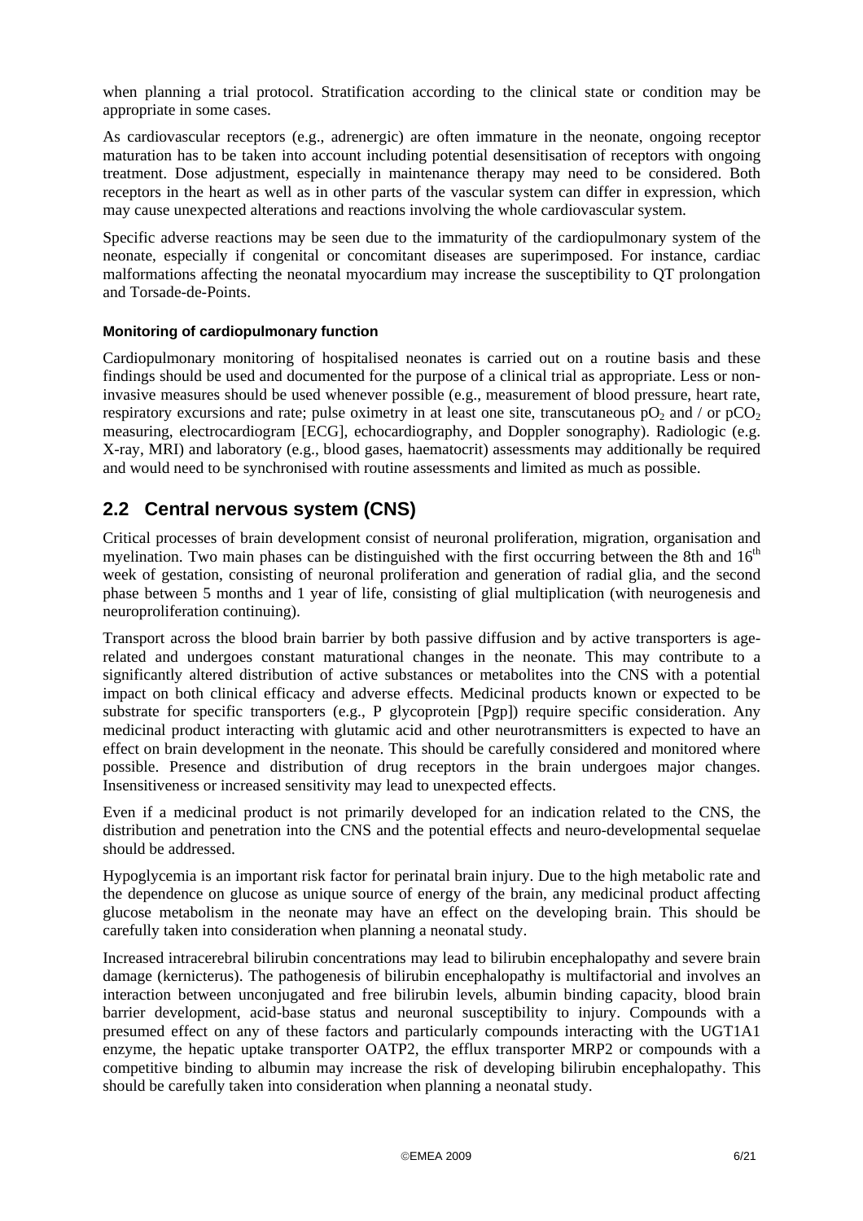when planning a trial protocol. Stratification according to the clinical state or condition may be appropriate in some cases.

As cardiovascular receptors (e.g., adrenergic) are often immature in the neonate, ongoing receptor maturation has to be taken into account including potential desensitisation of receptors with ongoing treatment. Dose adjustment, especially in maintenance therapy may need to be considered. Both receptors in the heart as well as in other parts of the vascular system can differ in expression, which may cause unexpected alterations and reactions involving the whole cardiovascular system.

Specific adverse reactions may be seen due to the immaturity of the cardiopulmonary system of the neonate, especially if congenital or concomitant diseases are superimposed. For instance, cardiac malformations affecting the neonatal myocardium may increase the susceptibility to QT prolongation and Torsade-de-Points.

#### Monitoring of cardiopulmonary function

Cardiopulmonary monitoring of hospitalised neonates is carried out on a routine basis and these findings should be used and documented for the purpose of a clinical trial as appropriate. Less or non-invasive measures should be used whenever possible (e.g., measurement of blood pressure, heart rate, respiratory excursions and rate; pulse oximetry in at least one site, transcutaneous $pO_2$ and / or $pCO_2$ measuring, electrocardiogram [ECG], echocardiography, and Doppler sonography). Radiologic (e.g. X-ray, MRI) and laboratory (e.g., blood gases, haematocrit) assessments may additionally be required and would need to be synchronised with routine assessments and limited as much as possible.

## 2.2 Central nervous system (CNS)

Critical processes of brain development consist of neuronal proliferation, migration, organisation and myelination. Two main phases can be distinguished with the first occurring between the 8th and 16th week of gestation, consisting of neuronal proliferation and generation of radial glia, and the second phase between 5 months and 1 year of life, consisting of glial multiplication (with neurogenesis and neuroproliferation continuing).

Transport across the blood brain barrier by both passive diffusion and by active transporters is age-related and undergoes constant maturational changes in the neonate. This may contribute to a significantly altered distribution of active substances or metabolites into the CNS with a potential impact on both clinical efficacy and adverse effects. Medicinal products known or expected to be substrate for specific transporters (e.g., P glycoprotein [Pgp]) require specific consideration. Any medicinal product interacting with glutamic acid and other neurotransmitters is expected to have an effect on brain development in the neonate. This should be carefully considered and monitored where possible. Presence and distribution of drug receptors in the brain undergoes major changes. Insensitiveness or increased sensitivity may lead to unexpected effects.

Even if a medicinal product is not primarily developed for an indication related to the CNS, the distribution and penetration into the CNS and the potential effects and neuro-developmental sequelae should be addressed.

Hypoglycemia is an important risk factor for perinatal brain injury. Due to the high metabolic rate and the dependence on glucose as unique source of energy of the brain, any medicinal product affecting glucose metabolism in the neonate may have an effect on the developing brain. This should be carefully taken into consideration when planning a neonatal study.

Increased intracerebral bilirubin concentrations may lead to bilirubin encephalopathy and severe brain damage (kernicterus). The pathogenesis of bilirubin encephalopathy is multifactorial and involves an interaction between unconjugated and free bilirubin levels, albumin binding capacity, blood brain barrier development, acid-base status and neuronal susceptibility to injury. Compounds with a presumed effect on any of these factors and particularly compounds interacting with the UGT1A1 enzyme, the hepatic uptake transporter OATP2, the efflux transporter MRP2 or compounds with a competitive binding to albumin may increase the risk of developing bilirubin encephalopathy. This should be carefully taken into consideration when planning a neonatal study.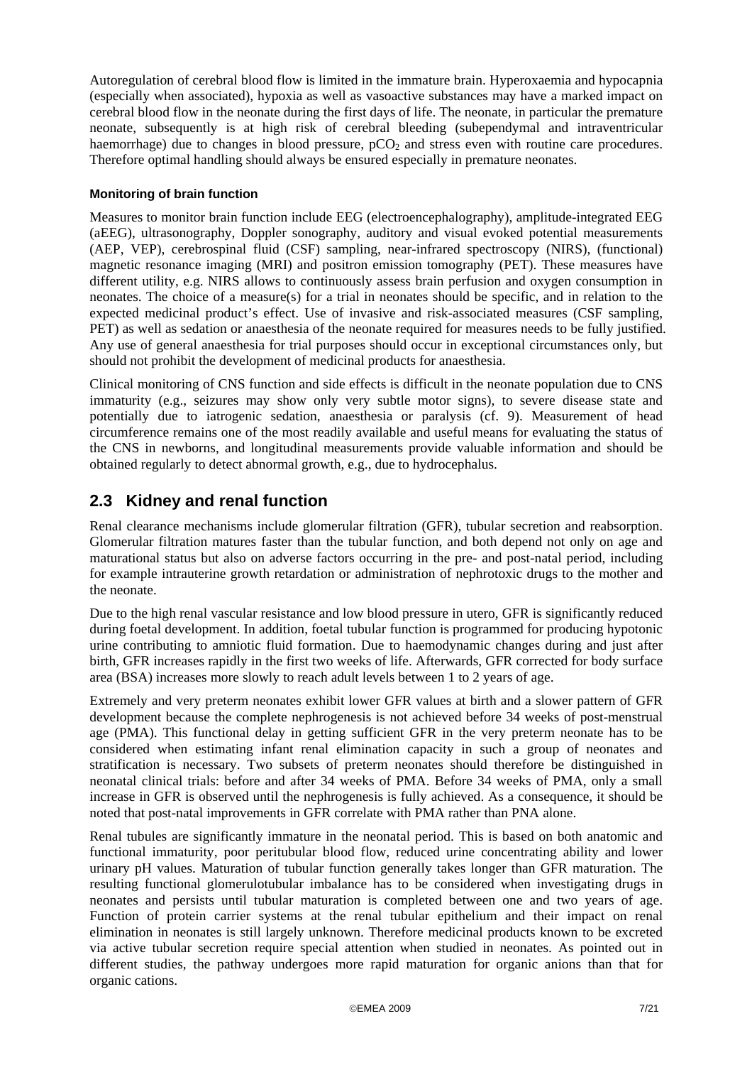Autoregulation of cerebral blood flow is limited in the immature brain. Hyperoxaemia and hypocapnia (especially when associated), hypoxia as well as vasoactive substances may have a marked impact on cerebral blood flow in the neonate during the first days of life. The neonate, in particular the premature neonate, subsequently is at high risk of cerebral bleeding (subependymal and intraventricular haemorrhage) due to changes in blood pressure, $pCO_2$ and stress even with routine care procedures. Therefore optimal handling should always be ensured especially in premature neonates.

#### Monitoring of brain function

Measures to monitor brain function include EEG (electroencephalography), amplitude-integrated EEG (aEEG), ultrasonography, Doppler sonography, auditory and visual evoked potential measurements (AEP, VEP), cerebrospinal fluid (CSF) sampling, near-infrared spectroscopy (NIRS), (functional) magnetic resonance imaging (MRI) and positron emission tomography (PET). These measures have different utility, e.g. NIRS allows to continuously assess brain perfusion and oxygen consumption in neonates. The choice of a measure(s) for a trial in neonates should be specific, and in relation to the expected medicinal product's effect. Use of invasive and risk-associated measures (CSF sampling, PET) as well as sedation or anaesthesia of the neonate required for measures needs to be fully justified. Any use of general anaesthesia for trial purposes should occur in exceptional circumstances only, but should not prohibit the development of medicinal products for anaesthesia.

Clinical monitoring of CNS function and side effects is difficult in the neonate population due to CNS immaturity (e.g., seizures may show only very subtle motor signs), to severe disease state and potentially due to iatrogenic sedation, anaesthesia or paralysis (cf. 9). Measurement of head circumference remains one of the most readily available and useful means for evaluating the status of the CNS in newborns, and longitudinal measurements provide valuable information and should be obtained regularly to detect abnormal growth, e.g., due to hydrocephalus.

## 2.3 Kidney and renal function

Renal clearance mechanisms include glomerular filtration (GFR), tubular secretion and reabsorption. Glomerular filtration matures faster than the tubular function, and both depend not only on age and maturational status but also on adverse factors occurring in the pre- and post-natal period, including for example intrauterine growth retardation or administration of nephrotoxic drugs to the mother and the neonate.

Due to the high renal vascular resistance and low blood pressure in utero, GFR is significantly reduced during foetal development. In addition, foetal tubular function is programmed for producing hypotonic urine contributing to amniotic fluid formation. Due to haemodynamic changes during and just after birth, GFR increases rapidly in the first two weeks of life. Afterwards, GFR corrected for body surface area (BSA) increases more slowly to reach adult levels between 1 to 2 years of age.

Extremely and very preterm neonates exhibit lower GFR values at birth and a slower pattern of GFR development because the complete nephrogenesis is not achieved before 34 weeks of post-menstrual age (PMA). This functional delay in getting sufficient GFR in the very preterm neonate has to be considered when estimating infant renal elimination capacity in such a group of neonates and stratification is necessary. Two subsets of preterm neonates should therefore be distinguished in neonatal clinical trials: before and after 34 weeks of PMA. Before 34 weeks of PMA, only a small increase in GFR is observed until the nephrogenesis is fully achieved. As a consequence, it should be noted that post-natal improvements in GFR correlate with PMA rather than PNA alone.

Renal tubules are significantly immature in the neonatal period. This is based on both anatomic and functional immaturity, poor peritubular blood flow, reduced urine concentrating ability and lower urinary pH values. Maturation of tubular function generally takes longer than GFR maturation. The resulting functional glomerulotubular imbalance has to be considered when investigating drugs in neonates and persists until tubular maturation is completed between one and two years of age. Function of protein carrier systems at the renal tubular epithelium and their impact on renal elimination in neonates is still largely unknown. Therefore medicinal products known to be excreted via active tubular secretion require special attention when studied in neonates. As pointed out in different studies, the pathway undergoes more rapid maturation for organic anions than that for organic cations.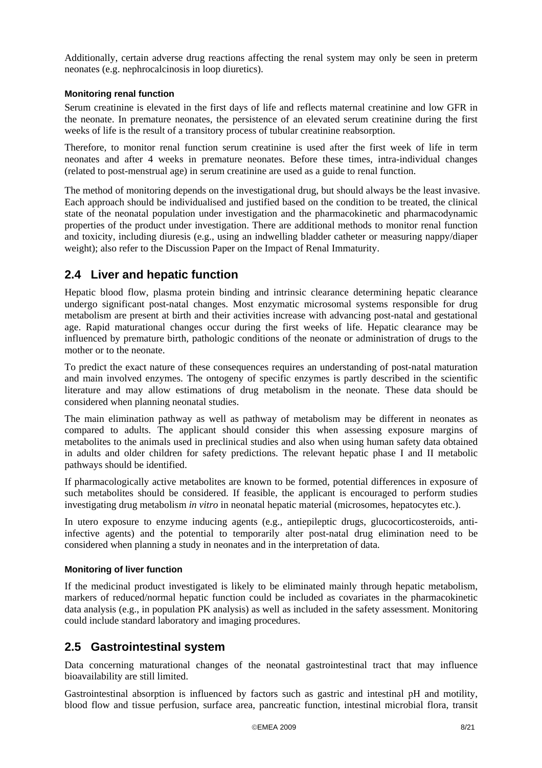Additionally, certain adverse drug reactions affecting the renal system may only be seen in preterm neonates (e.g. nephrocalcinosis in loop diuretics).

#### Monitoring renal function

Serum creatinine is elevated in the first days of life and reflects maternal creatinine and low GFR in the neonate. In premature neonates, the persistence of an elevated serum creatinine during the first weeks of life is the result of a transitory process of tubular creatinine reabsorption.

Therefore, to monitor renal function serum creatinine is used after the first week of life in term neonates and after 4 weeks in premature neonates. Before these times, intra-individual changes (related to post-menstrual age) in serum creatinine are used as a guide to renal function.

The method of monitoring depends on the investigational drug, but should always be the least invasive. Each approach should be individualised and justified based on the condition to be treated, the clinical state of the neonatal population under investigation and the pharmacokinetic and pharmacodynamic properties of the product under investigation. There are additional methods to monitor renal function and toxicity, including diuresis (e.g., using an indwelling bladder catheter or measuring nappy/diaper weight); also refer to the Discussion Paper on the Impact of Renal Immaturity.

## 2.4 Liver and hepatic function

Hepatic blood flow, plasma protein binding and intrinsic clearance determining hepatic clearance undergo significant post-natal changes. Most enzymatic microsomal systems responsible for drug metabolism are present at birth and their activities increase with advancing post-natal and gestational age. Rapid maturational changes occur during the first weeks of life. Hepatic clearance may be influenced by premature birth, pathologic conditions of the neonate or administration of drugs to the mother or to the neonate.

To predict the exact nature of these consequences requires an understanding of post-natal maturation and main involved enzymes. The ontogeny of specific enzymes is partly described in the scientific literature and may allow estimations of drug metabolism in the neonate. These data should be considered when planning neonatal studies.

The main elimination pathway as well as pathway of metabolism may be different in neonates as compared to adults. The applicant should consider this when assessing exposure margins of metabolites to the animals used in preclinical studies and also when using human safety data obtained in adults and older children for safety predictions. The relevant hepatic phase I and II metabolic pathways should be identified.

If pharmacologically active metabolites are known to be formed, potential differences in exposure of such metabolites should be considered. If feasible, the applicant is encouraged to perform studies investigating drug metabolism *in vitro* in neonatal hepatic material (microsomes, hepatocytes etc.).

In utero exposure to enzyme inducing agents (e.g., antiepileptic drugs, glucocorticosteroids, anti-infective agents) and the potential to temporarily alter post-natal drug elimination need to be considered when planning a study in neonates and in the interpretation of data.

#### Monitoring of liver function

If the medicinal product investigated is likely to be eliminated mainly through hepatic metabolism, markers of reduced/normal hepatic function could be included as covariates in the pharmacokinetic data analysis (e.g., in population PK analysis) as well as included in the safety assessment. Monitoring could include standard laboratory and imaging procedures.

## 2.5 Gastrointestinal system

Data concerning maturational changes of the neonatal gastrointestinal tract that may influence bioavailability are still limited.

Gastrointestinal absorption is influenced by factors such as gastric and intestinal pH and motility, blood flow and tissue perfusion, surface area, pancreatic function, intestinal microbial flora, transit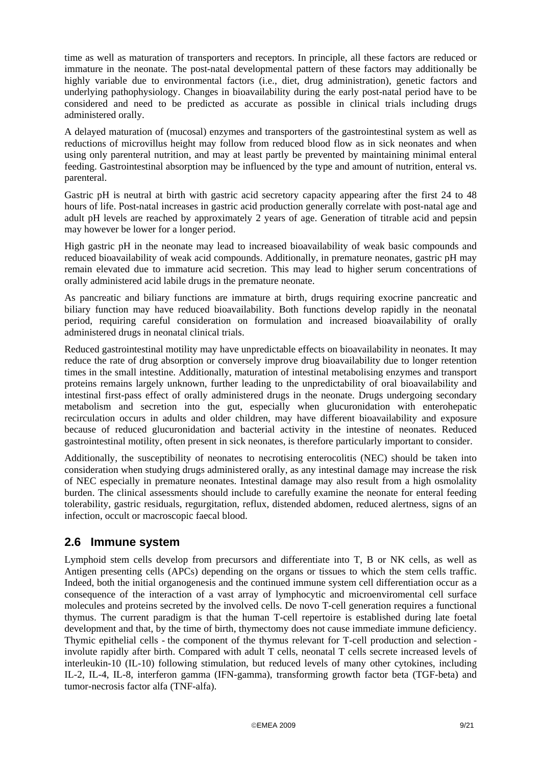time as well as maturation of transporters and receptors. In principle, all these factors are reduced or immature in the neonate. The post-natal developmental pattern of these factors may additionally be highly variable due to environmental factors (i.e., diet, drug administration), genetic factors and underlying pathophysiology. Changes in bioavailability during the early post-natal period have to be considered and need to be predicted as accurate as possible in clinical trials including drugs administered orally.

A delayed maturation of (mucosal) enzymes and transporters of the gastrointestinal system as well as reductions of microvillus height may follow from reduced blood flow as in sick neonates and when using only parenteral nutrition, and may at least partly be prevented by maintaining minimal enteral feeding. Gastrointestinal absorption may be influenced by the type and amount of nutrition, enteral vs. parenteral.

Gastric pH is neutral at birth with gastric acid secretory capacity appearing after the first 24 to 48 hours of life. Post-natal increases in gastric acid production generally correlate with post-natal age and adult pH levels are reached by approximately 2 years of age. Generation of titrable acid and pepsin may however be lower for a longer period.

High gastric pH in the neonate may lead to increased bioavailability of weak basic compounds and reduced bioavailability of weak acid compounds. Additionally, in premature neonates, gastric pH may remain elevated due to immature acid secretion. This may lead to higher serum concentrations of orally administered acid labile drugs in the premature neonate.

As pancreatic and biliary functions are immature at birth, drugs requiring exocrine pancreatic and biliary function may have reduced bioavailability. Both functions develop rapidly in the neonatal period, requiring careful consideration on formulation and increased bioavailability of orally administered drugs in neonatal clinical trials.

Reduced gastrointestinal motility may have unpredictable effects on bioavailability in neonates. It may reduce the rate of drug absorption or conversely improve drug bioavailability due to longer retention times in the small intestine. Additionally, maturation of intestinal metabolising enzymes and transport proteins remains largely unknown, further leading to the unpredictability of oral bioavailability and intestinal first-pass effect of orally administered drugs in the neonate. Drugs undergoing secondary metabolism and secretion into the gut, especially when glucuronidation with enterohepatic recirculation occurs in adults and older children, may have different bioavailability and exposure because of reduced glucuronidation and bacterial activity in the intestine of neonates. Reduced gastrointestinal motility, often present in sick neonates, is therefore particularly important to consider.

Additionally, the susceptibility of neonates to necrotising enterocolitis (NEC) should be taken into consideration when studying drugs administered orally, as any intestinal damage may increase the risk of NEC especially in premature neonates. Intestinal damage may also result from a high osmolality burden. The clinical assessments should include to carefully examine the neonate for enteral feeding tolerability, gastric residuals, regurgitation, reflux, distended abdomen, reduced alertness, signs of an infection, occult or macroscopic faecal blood.

## 2.6 Immune system

Lymphoid stem cells develop from precursors and differentiate into T, B or NK cells, as well as Antigen presenting cells (APCs) depending on the organs or tissues to which the stem cells traffic. Indeed, both the initial organogenesis and the continued immune system cell differentiation occur as a consequence of the interaction of a vast array of lymphocytic and microenviromental cell surface molecules and proteins secreted by the involved cells. De novo T-cell generation requires a functional thymus. The current paradigm is that the human T-cell repertoire is established during late foetal development and that, by the time of birth, thymectomy does not cause immediate immune deficiency. Thymic epithelial cells - the component of the thymus relevant for T-cell production and selection - involute rapidly after birth. Compared with adult T cells, neonatal T cells secrete increased levels of interleukin-10 (IL-10) following stimulation, but reduced levels of many other cytokines, including IL-2, IL-4, IL-8, interferon gamma (IFN-gamma), transforming growth factor beta (TGF-beta) and tumor-necrosis factor alfa (TNF-alfa).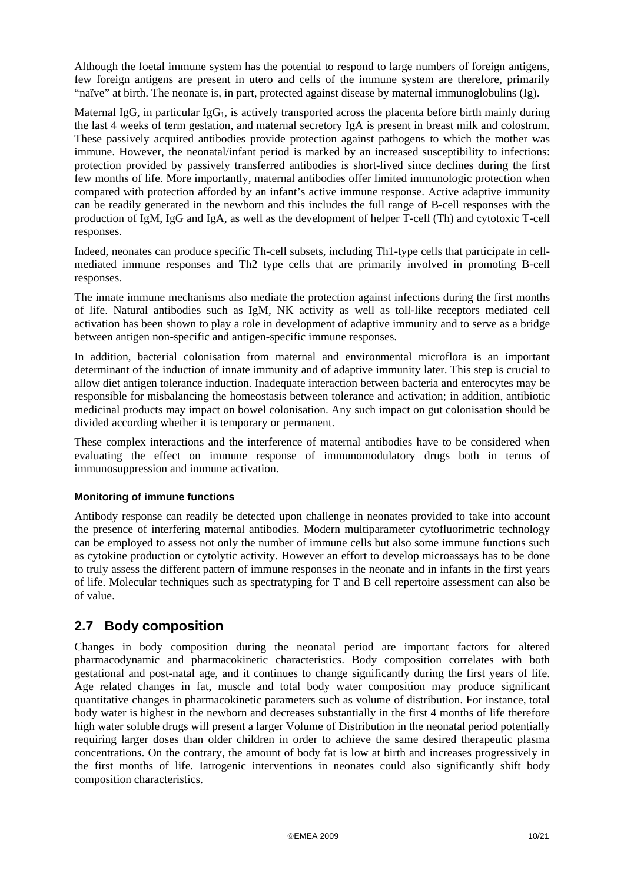Although the foetal immune system has the potential to respond to large numbers of foreign antigens, few foreign antigens are present in utero and cells of the immune system are therefore, primarily "naïve" at birth. The neonate is, in part, protected against disease by maternal immunoglobulins (Ig).

Maternal IgG, in particular $IgG_1$, is actively transported across the placenta before birth mainly during the last 4 weeks of term gestation, and maternal secretory IgA is present in breast milk and colostrum. These passively acquired antibodies provide protection against pathogens to which the mother was immune. However, the neonatal/infant period is marked by an increased susceptibility to infections: protection provided by passively transferred antibodies is short-lived since declines during the first few months of life. More importantly, maternal antibodies offer limited immunologic protection when compared with protection afforded by an infant's active immune response. Active adaptive immunity can be readily generated in the newborn and this includes the full range of B-cell responses with the production of IgM, IgG and IgA, as well as the development of helper T-cell (Th) and cytotoxic T-cell responses.

Indeed, neonates can produce specific Th-cell subsets, including Th1-type cells that participate in cell-mediated immune responses and Th2 type cells that are primarily involved in promoting B-cell responses.

The innate immune mechanisms also mediate the protection against infections during the first months of life. Natural antibodies such as IgM, NK activity as well as toll-like receptors mediated cell activation has been shown to play a role in development of adaptive immunity and to serve as a bridge between antigen non-specific and antigen-specific immune responses.

In addition, bacterial colonisation from maternal and environmental microflora is an important determinant of the induction of innate immunity and of adaptive immunity later. This step is crucial to allow diet antigen tolerance induction. Inadequate interaction between bacteria and enterocytes may be responsible for misbalancing the homeostasis between tolerance and activation; in addition, antibiotic medicinal products may impact on bowel colonisation. Any such impact on gut colonisation should be divided according whether it is temporary or permanent.

These complex interactions and the interference of maternal antibodies have to be considered when evaluating the effect on immune response of immunomodulatory drugs both in terms of immunosuppression and immune activation.

#### Monitoring of immune functions

Antibody response can readily be detected upon challenge in neonates provided to take into account the presence of interfering maternal antibodies. Modern multiparameter cytofluorimetric technology can be employed to assess not only the number of immune cells but also some immune functions such as cytokine production or cytolytic activity. However an effort to develop microassays has to be done to truly assess the different pattern of immune responses in the neonate and in infants in the first years of life. Molecular techniques such as spectratyping for T and B cell repertoire assessment can also be of value.

## 2.7 Body composition

Changes in body composition during the neonatal period are important factors for altered pharmacodynamic and pharmacokinetic characteristics. Body composition correlates with both gestational and post-natal age, and it continues to change significantly during the first years of life. Age related changes in fat, muscle and total body water composition may produce significant quantitative changes in pharmacokinetic parameters such as volume of distribution. For instance, total body water is highest in the newborn and decreases substantially in the first 4 months of life therefore high water soluble drugs will present a larger Volume of Distribution in the neonatal period potentially requiring larger doses than older children in order to achieve the same desired therapeutic plasma concentrations. On the contrary, the amount of body fat is low at birth and increases progressively in the first months of life. Iatrogenic interventions in neonates could also significantly shift body composition characteristics.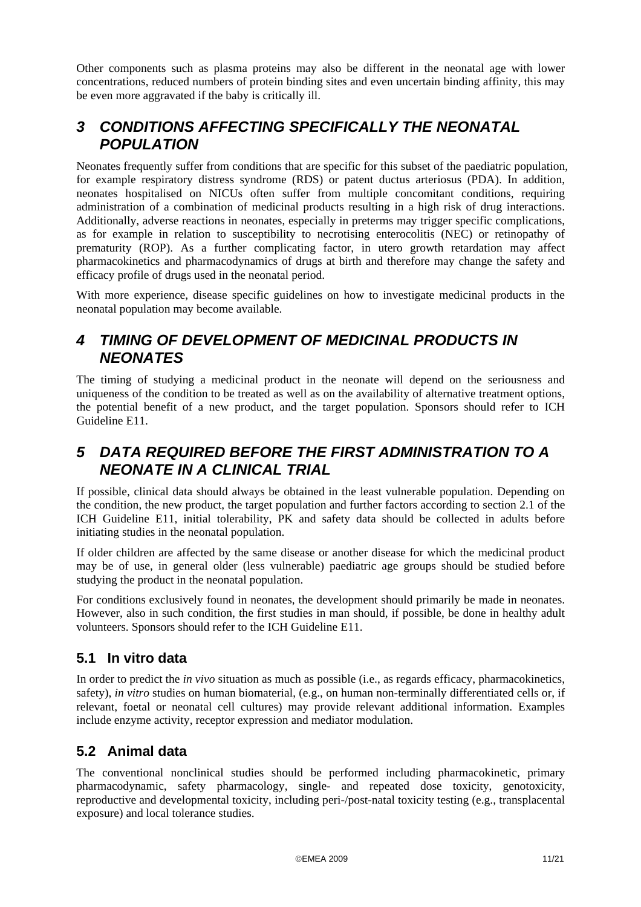Other components such as plasma proteins may also be different in the neonatal age with lower concentrations, reduced numbers of protein binding sites and even uncertain binding affinity, this may be even more aggravated if the baby is critically ill.

## 3 CONDITIONS AFFECTING SPECIFICALLY THE NEONATAL POPULATION

Neonates frequently suffer from conditions that are specific for this subset of the paediatric population, for example respiratory distress syndrome (RDS) or patent ductus arteriosus (PDA). In addition, neonates hospitalised on NICUs often suffer from multiple concomitant conditions, requiring administration of a combination of medicinal products resulting in a high risk of drug interactions. Additionally, adverse reactions in neonates, especially in preterms may trigger specific complications, as for example in relation to susceptibility to necrotising enterocolitis (NEC) or retinopathy of prematurity (ROP). As a further complicating factor, in utero growth retardation may affect pharmacokinetics and pharmacodynamics of drugs at birth and therefore may change the safety and efficacy profile of drugs used in the neonatal period.

With more experience, disease specific guidelines on how to investigate medicinal products in the neonatal population may become available.

## 4 TIMING OF DEVELOPMENT OF MEDICINAL PRODUCTS IN NEONATES

The timing of studying a medicinal product in the neonate will depend on the seriousness and uniqueness of the condition to be treated as well as on the availability of alternative treatment options, the potential benefit of a new product, and the target population. Sponsors should refer to ICH Guideline E11.

## 5 DATA REQUIRED BEFORE THE FIRST ADMINISTRATION TO A NEONATE IN A CLINICAL TRIAL

If possible, clinical data should always be obtained in the least vulnerable population. Depending on the condition, the new product, the target population and further factors according to section 2.1 of the ICH Guideline E11, initial tolerability, PK and safety data should be collected in adults before initiating studies in the neonatal population.

If older children are affected by the same disease or another disease for which the medicinal product may be of use, in general older (less vulnerable) paediatric age groups should be studied before studying the product in the neonatal population.

For conditions exclusively found in neonates, the development should primarily be made in neonates. However, also in such condition, the first studies in man should, if possible, be done in healthy adult volunteers. Sponsors should refer to the ICH Guideline E11.

### 5.1 In vitro data

In order to predict the *in vivo* situation as much as possible (i.e., as regards efficacy, pharmacokinetics, safety), *in vitro* studies on human biomaterial, (e.g., on human non-terminally differentiated cells or, if relevant, foetal or neonatal cell cultures) may provide relevant additional information. Examples include enzyme activity, receptor expression and mediator modulation.

### 5.2 Animal data

The conventional nonclinical studies should be performed including pharmacokinetic, primary pharmacodynamic, safety pharmacology, single- and repeated dose toxicity, genotoxicity, reproductive and developmental toxicity, including peri-/post-natal toxicity testing (e.g., transplacental exposure) and local tolerance studies.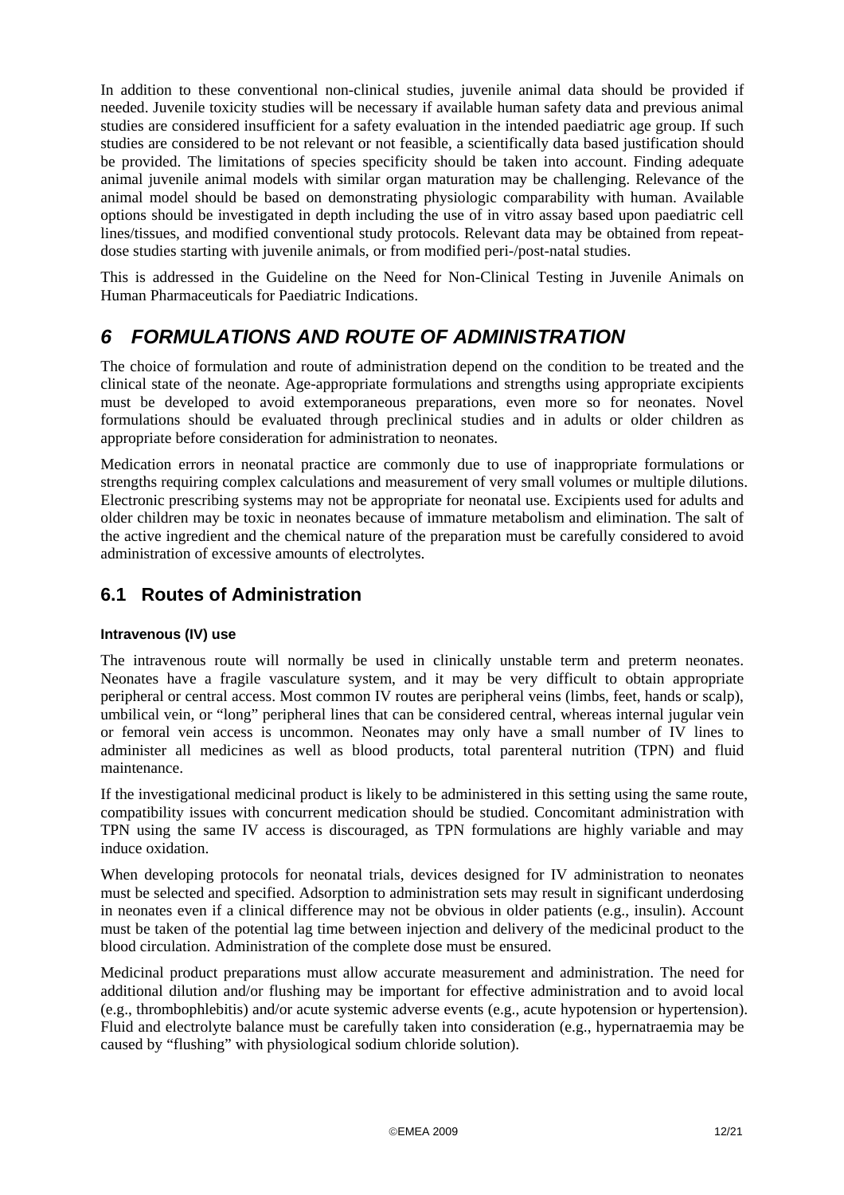In addition to these conventional non-clinical studies, juvenile animal data should be provided if needed. Juvenile toxicity studies will be necessary if available human safety data and previous animal studies are considered insufficient for a safety evaluation in the intended paediatric age group. If such studies are considered to be not relevant or not feasible, a scientifically data based justification should be provided. The limitations of species specificity should be taken into account. Finding adequate animal juvenile animal models with similar organ maturation may be challenging. Relevance of the animal model should be based on demonstrating physiologic comparability with human. Available options should be investigated in depth including the use of in vitro assay based upon paediatric cell lines/tissues, and modified conventional study protocols. Relevant data may be obtained from repeat-dose studies starting with juvenile animals, or from modified peri-/post-natal studies.

This is addressed in the Guideline on the Need for Non-Clinical Testing in Juvenile Animals on Human Pharmaceuticals for Paediatric Indications.

# *6 FORMULATIONS AND ROUTE OF ADMINISTRATION*

The choice of formulation and route of administration depend on the condition to be treated and the clinical state of the neonate. Age-appropriate formulations and strengths using appropriate excipients must be developed to avoid extemporaneous preparations, even more so for neonates. Novel formulations should be evaluated through preclinical studies and in adults or older children as appropriate before consideration for administration to neonates.

Medication errors in neonatal practice are commonly due to use of inappropriate formulations or strengths requiring complex calculations and measurement of very small volumes or multiple dilutions. Electronic prescribing systems may not be appropriate for neonatal use. Excipients used for adults and older children may be toxic in neonates because of immature metabolism and elimination. The salt of the active ingredient and the chemical nature of the preparation must be carefully considered to avoid administration of excessive amounts of electrolytes.

## 6.1 Routes of Administration

#### Intravenous (IV) use

The intravenous route will normally be used in clinically unstable term and preterm neonates. Neonates have a fragile vasculature system, and it may be very difficult to obtain appropriate peripheral or central access. Most common IV routes are peripheral veins (limbs, feet, hands or scalp), umbilical vein, or "long" peripheral lines that can be considered central, whereas internal jugular vein or femoral vein access is uncommon. Neonates may only have a small number of IV lines to administer all medicines as well as blood products, total parenteral nutrition (TPN) and fluid maintenance.

If the investigational medicinal product is likely to be administered in this setting using the same route, compatibility issues with concurrent medication should be studied. Concomitant administration with TPN using the same IV access is discouraged, as TPN formulations are highly variable and may induce oxidation.

When developing protocols for neonatal trials, devices designed for IV administration to neonates must be selected and specified. Adsorption to administration sets may result in significant underdosing in neonates even if a clinical difference may not be obvious in older patients (e.g., insulin). Account must be taken of the potential lag time between injection and delivery of the medicinal product to the blood circulation. Administration of the complete dose must be ensured.

Medicinal product preparations must allow accurate measurement and administration. The need for additional dilution and/or flushing may be important for effective administration and to avoid local (e.g., thrombophlebitis) and/or acute systemic adverse events (e.g., acute hypotension or hypertension). Fluid and electrolyte balance must be carefully taken into consideration (e.g., hypernatraemia may be caused by "flushing" with physiological sodium chloride solution).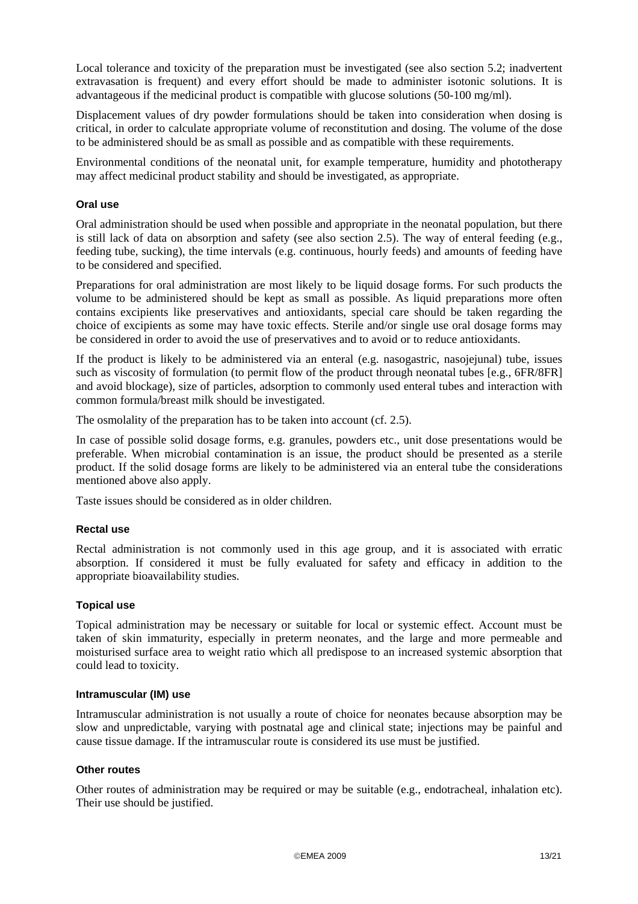Local tolerance and toxicity of the preparation must be investigated (see also section 5.2; inadvertent extravasation is frequent) and every effort should be made to administer isotonic solutions. It is advantageous if the medicinal product is compatible with glucose solutions (50-100 mg/ml).

Displacement values of dry powder formulations should be taken into consideration when dosing is critical, in order to calculate appropriate volume of reconstitution and dosing. The volume of the dose to be administered should be as small as possible and as compatible with these requirements.

Environmental conditions of the neonatal unit, for example temperature, humidity and phototherapy may affect medicinal product stability and should be investigated, as appropriate.

#### Oral use

Oral administration should be used when possible and appropriate in the neonatal population, but there is still lack of data on absorption and safety (see also section 2.5). The way of enteral feeding (e.g., feeding tube, sucking), the time intervals (e.g. continuous, hourly feeds) and amounts of feeding have to be considered and specified.

Preparations for oral administration are most likely to be liquid dosage forms. For such products the volume to be administered should be kept as small as possible. As liquid preparations more often contains excipients like preservatives and antioxidants, special care should be taken regarding the choice of excipients as some may have toxic effects. Sterile and/or single use oral dosage forms may be considered in order to avoid the use of preservatives and to avoid or to reduce antioxidants.

If the product is likely to be administered via an enteral (e.g. nasogastric, nasojejunal) tube, issues such as viscosity of formulation (to permit flow of the product through neonatal tubes [e.g., 6FR/8FR] and avoid blockage), size of particles, adsorption to commonly used enteral tubes and interaction with common formula/breast milk should be investigated.

The osmolality of the preparation has to be taken into account (cf. 2.5).

In case of possible solid dosage forms, e.g. granules, powders etc., unit dose presentations would be preferable. When microbial contamination is an issue, the product should be presented as a sterile product. If the solid dosage forms are likely to be administered via an enteral tube the considerations mentioned above also apply.

Taste issues should be considered as in older children.

#### Rectal use

Rectal administration is not commonly used in this age group, and it is associated with erratic absorption. If considered it must be fully evaluated for safety and efficacy in addition to the appropriate bioavailability studies.

#### Topical use

Topical administration may be necessary or suitable for local or systemic effect. Account must be taken of skin immaturity, especially in preterm neonates, and the large and more permeable and moisturised surface area to weight ratio which all predispose to an increased systemic absorption that could lead to toxicity.

#### Intramuscular (IM) use

Intramuscular administration is not usually a route of choice for neonates because absorption may be slow and unpredictable, varying with postnatal age and clinical state; injections may be painful and cause tissue damage. If the intramuscular route is considered its use must be justified.

#### Other routes

Other routes of administration may be required or may be suitable (e.g., endotracheal, inhalation etc). Their use should be justified.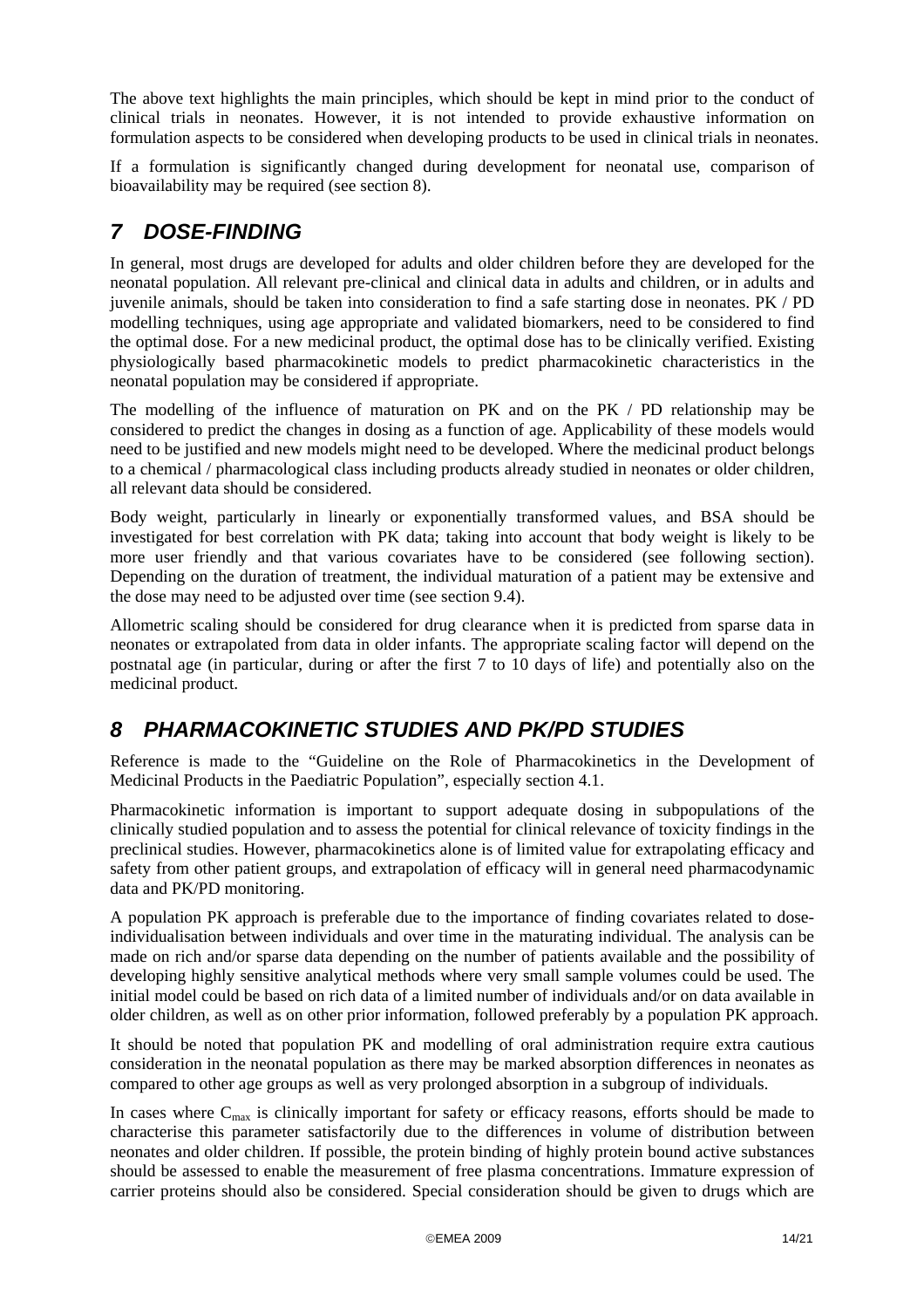The above text highlights the main principles, which should be kept in mind prior to the conduct of clinical trials in neonates. However, it is not intended to provide exhaustive information on formulation aspects to be considered when developing products to be used in clinical trials in neonates.

If a formulation is significantly changed during development for neonatal use, comparison of bioavailability may be required (see section 8).

## *7 DOSE-FINDING*

In general, most drugs are developed for adults and older children before they are developed for the neonatal population. All relevant pre-clinical and clinical data in adults and children, or in adults and juvenile animals, should be taken into consideration to find a safe starting dose in neonates. PK / PD modelling techniques, using age appropriate and validated biomarkers, need to be considered to find the optimal dose. For a new medicinal product, the optimal dose has to be clinically verified. Existing physiologically based pharmacokinetic models to predict pharmacokinetic characteristics in the neonatal population may be considered if appropriate.

The modelling of the influence of maturation on PK and on the PK / PD relationship may be considered to predict the changes in dosing as a function of age. Applicability of these models would need to be justified and new models might need to be developed. Where the medicinal product belongs to a chemical / pharmacological class including products already studied in neonates or older children, all relevant data should be considered.

Body weight, particularly in linearly or exponentially transformed values, and BSA should be investigated for best correlation with PK data; taking into account that body weight is likely to be more user friendly and that various covariates have to be considered (see following section). Depending on the duration of treatment, the individual maturation of a patient may be extensive and the dose may need to be adjusted over time (see section 9.4).

Allometric scaling should be considered for drug clearance when it is predicted from sparse data in neonates or extrapolated from data in older infants. The appropriate scaling factor will depend on the postnatal age (in particular, during or after the first 7 to 10 days of life) and potentially also on the medicinal product.

## *8 PHARMACOKINETIC STUDIES AND PK/PD STUDIES*

Reference is made to the "Guideline on the Role of Pharmacokinetics in the Development of Medicinal Products in the Paediatric Population", especially section 4.1.

Pharmacokinetic information is important to support adequate dosing in subpopulations of the clinically studied population and to assess the potential for clinical relevance of toxicity findings in the preclinical studies. However, pharmacokinetics alone is of limited value for extrapolating efficacy and safety from other patient groups, and extrapolation of efficacy will in general need pharmacodynamic data and PK/PD monitoring.

A population PK approach is preferable due to the importance of finding covariates related to dose-individualisation between individuals and over time in the maturating individual. The analysis can be made on rich and/or sparse data depending on the number of patients available and the possibility of developing highly sensitive analytical methods where very small sample volumes could be used. The initial model could be based on rich data of a limited number of individuals and/or on data available in older children, as well as on other prior information, followed preferably by a population PK approach.

It should be noted that population PK and modelling of oral administration require extra cautious consideration in the neonatal population as there may be marked absorption differences in neonates as compared to other age groups as well as very prolonged absorption in a subgroup of individuals.

In cases where $C_{max}$ is clinically important for safety or efficacy reasons, efforts should be made to characterise this parameter satisfactorily due to the differences in volume of distribution between neonates and older children. If possible, the protein binding of highly protein bound active substances should be assessed to enable the measurement of free plasma concentrations. Immature expression of carrier proteins should also be considered. Special consideration should be given to drugs which are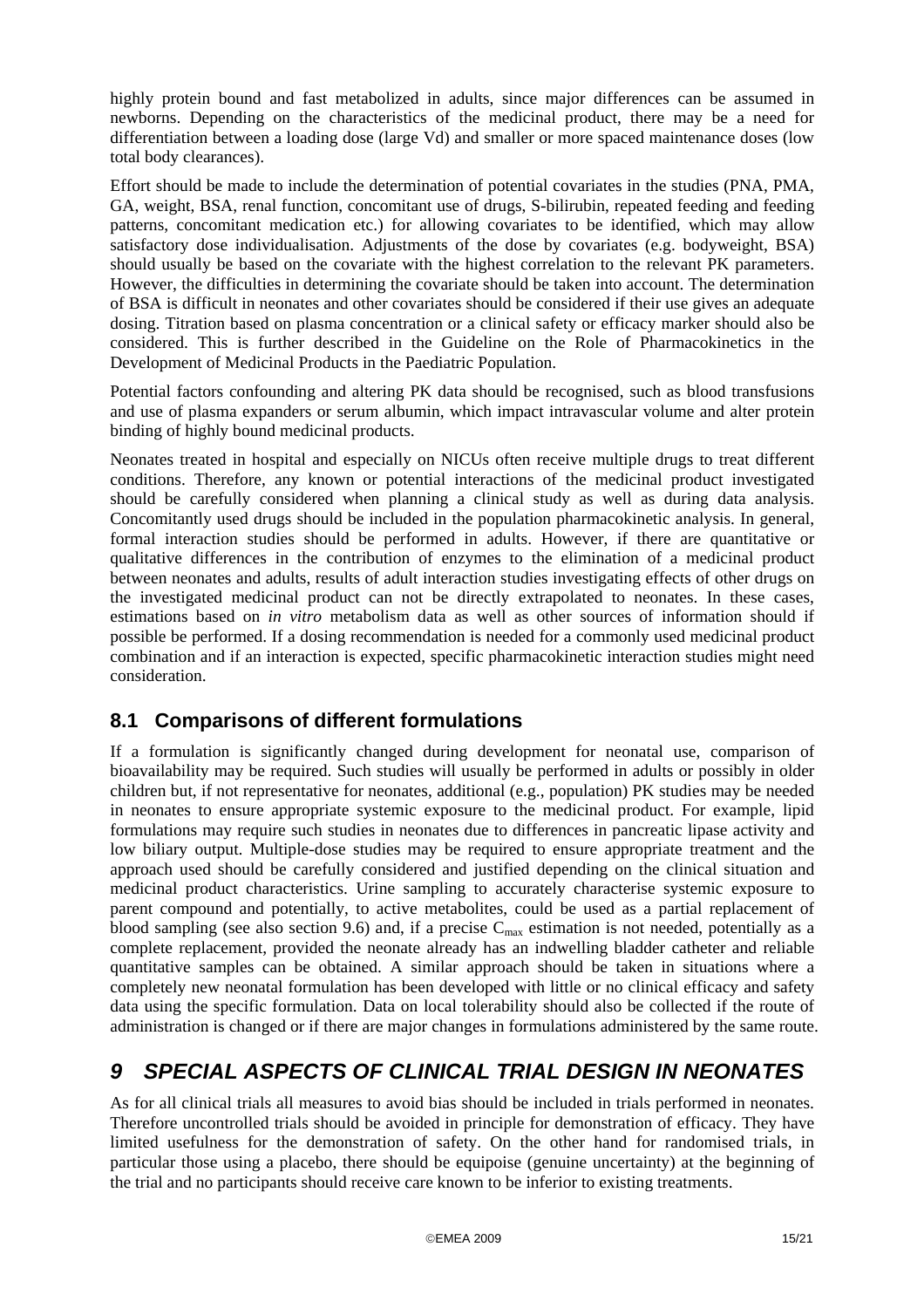highly protein bound and fast metabolized in adults, since major differences can be assumed in newborns. Depending on the characteristics of the medicinal product, there may be a need for differentiation between a loading dose (large Vd) and smaller or more spaced maintenance doses (low total body clearances).

Effort should be made to include the determination of potential covariates in the studies (PNA, PMA, GA, weight, BSA, renal function, concomitant use of drugs, S-bilirubin, repeated feeding and feeding patterns, concomitant medication etc.) for allowing covariates to be identified, which may allow satisfactory dose individualisation. Adjustments of the dose by covariates (e.g. bodyweight, BSA) should usually be based on the covariate with the highest correlation to the relevant PK parameters. However, the difficulties in determining the covariate should be taken into account. The determination of BSA is difficult in neonates and other covariates should be considered if their use gives an adequate dosing. Titration based on plasma concentration or a clinical safety or efficacy marker should also be considered. This is further described in the Guideline on the Role of Pharmacokinetics in the Development of Medicinal Products in the Paediatric Population.

Potential factors confounding and altering PK data should be recognised, such as blood transfusions and use of plasma expanders or serum albumin, which impact intravascular volume and alter protein binding of highly bound medicinal products.

Neonates treated in hospital and especially on NICUs often receive multiple drugs to treat different conditions. Therefore, any known or potential interactions of the medicinal product investigated should be carefully considered when planning a clinical study as well as during data analysis. Concomitantly used drugs should be included in the population pharmacokinetic analysis. In general, formal interaction studies should be performed in adults. However, if there are quantitative or qualitative differences in the contribution of enzymes to the elimination of a medicinal product between neonates and adults, results of adult interaction studies investigating effects of other drugs on the investigated medicinal product can not be directly extrapolated to neonates. In these cases, estimations based on *in vitro* metabolism data as well as other sources of information should if possible be performed. If a dosing recommendation is needed for a commonly used medicinal product combination and if an interaction is expected, specific pharmacokinetic interaction studies might need consideration.

## 8.1 Comparisons of different formulations

If a formulation is significantly changed during development for neonatal use, comparison of bioavailability may be required. Such studies will usually be performed in adults or possibly in older children but, if not representative for neonates, additional (e.g., population) PK studies may be needed in neonates to ensure appropriate systemic exposure to the medicinal product. For example, lipid formulations may require such studies in neonates due to differences in pancreatic lipase activity and low biliary output. Multiple-dose studies may be required to ensure appropriate treatment and the approach used should be carefully considered and justified depending on the clinical situation and medicinal product characteristics. Urine sampling to accurately characterise systemic exposure to parent compound and potentially, to active metabolites, could be used as a partial replacement of blood sampling (see also section 9.6) and, if a precise $C_{max}$ estimation is not needed, potentially as a complete replacement, provided the neonate already has an indwelling bladder catheter and reliable quantitative samples can be obtained. A similar approach should be taken in situations where a completely new neonatal formulation has been developed with little or no clinical efficacy and safety data using the specific formulation. Data on local tolerability should also be collected if the route of administration is changed or if there are major changes in formulations administered by the same route.

# *9 SPECIAL ASPECTS OF CLINICAL TRIAL DESIGN IN NEONATES*

As for all clinical trials all measures to avoid bias should be included in trials performed in neonates. Therefore uncontrolled trials should be avoided in principle for demonstration of efficacy. They have limited usefulness for the demonstration of safety. On the other hand for randomised trials, in particular those using a placebo, there should be equipoise (genuine uncertainty) at the beginning of the trial and no participants should receive care known to be inferior to existing treatments.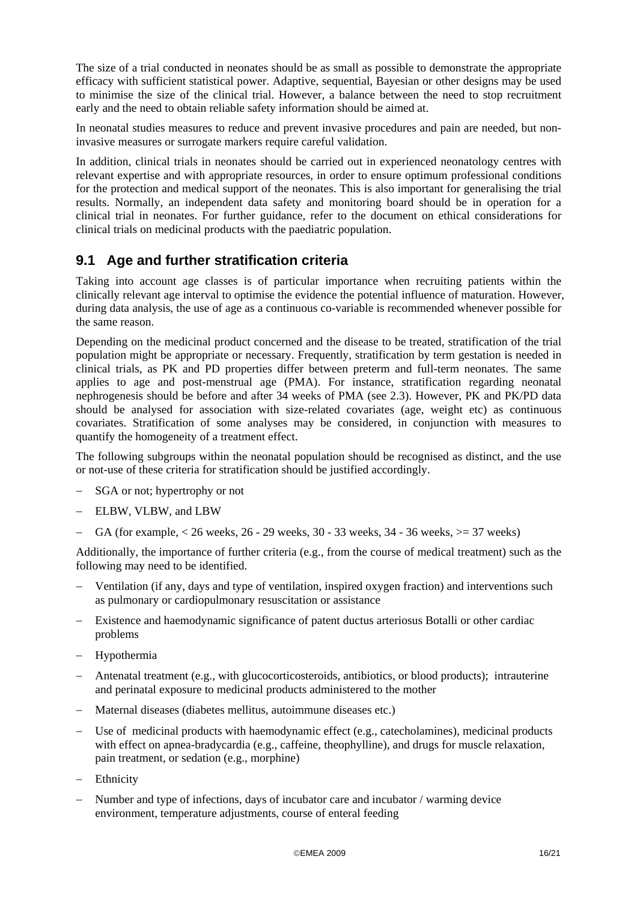The size of a trial conducted in neonates should be as small as possible to demonstrate the appropriate efficacy with sufficient statistical power. Adaptive, sequential, Bayesian or other designs may be used to minimise the size of the clinical trial. However, a balance between the need to stop recruitment early and the need to obtain reliable safety information should be aimed at.

In neonatal studies measures to reduce and prevent invasive procedures and pain are needed, but non-invasive measures or surrogate markers require careful validation.

In addition, clinical trials in neonates should be carried out in experienced neonatology centres with relevant expertise and with appropriate resources, in order to ensure optimum professional conditions for the protection and medical support of the neonates. This is also important for generalising the trial results. Normally, an independent data safety and monitoring board should be in operation for a clinical trial in neonates. For further guidance, refer to the document on ethical considerations for clinical trials on medicinal products with the paediatric population.

## 9.1 Age and further stratification criteria

Taking into account age classes is of particular importance when recruiting patients within the clinically relevant age interval to optimise the evidence the potential influence of maturation. However, during data analysis, the use of age as a continuous co-variable is recommended whenever possible for the same reason.

Depending on the medicinal product concerned and the disease to be treated, stratification of the trial population might be appropriate or necessary. Frequently, stratification by term gestation is needed in clinical trials, as PK and PD properties differ between preterm and full-term neonates. The same applies to age and post-menstrual age (PMA). For instance, stratification regarding neonatal nephrogenesis should be before and after 34 weeks of PMA (see 2.3). However, PK and PK/PD data should be analysed for association with size-related covariates (age, weight etc) as continuous covariates. Stratification of some analyses may be considered, in conjunction with measures to quantify the homogeneity of a treatment effect.

The following subgroups within the neonatal population should be recognised as distinct, and the use or not-use of these criteria for stratification should be justified accordingly.

- SGA or not; hypertrophy or not
- ELBW, VLBW, and LBW
- GA (for example, < 26 weeks, 26 - 29 weeks, 30 - 33 weeks, 34 - 36 weeks, >= 37 weeks)

Additionally, the importance of further criteria (e.g., from the course of medical treatment) such as the following may need to be identified.

- Ventilation (if any, days and type of ventilation, inspired oxygen fraction) and interventions such as pulmonary or cardiopulmonary resuscitation or assistance
- Existence and haemodynamic significance of patent ductus arteriosus Botalli or other cardiac problems
- Hypothermia
- Antenatal treatment (e.g., with glucocorticosteroids, antibiotics, or blood products); intrauterine and perinatal exposure to medicinal products administered to the mother
- Maternal diseases (diabetes mellitus, autoimmune diseases etc.)
- Use of medicinal products with haemodynamic effect (e.g., catecholamines), medicinal products with effect on apnea-bradycardia (e.g., caffeine, theophylline), and drugs for muscle relaxation, pain treatment, or sedation (e.g., morphine)
- Ethnicity
- Number and type of infections, days of incubator care and incubator / warming device environment, temperature adjustments, course of enteral feeding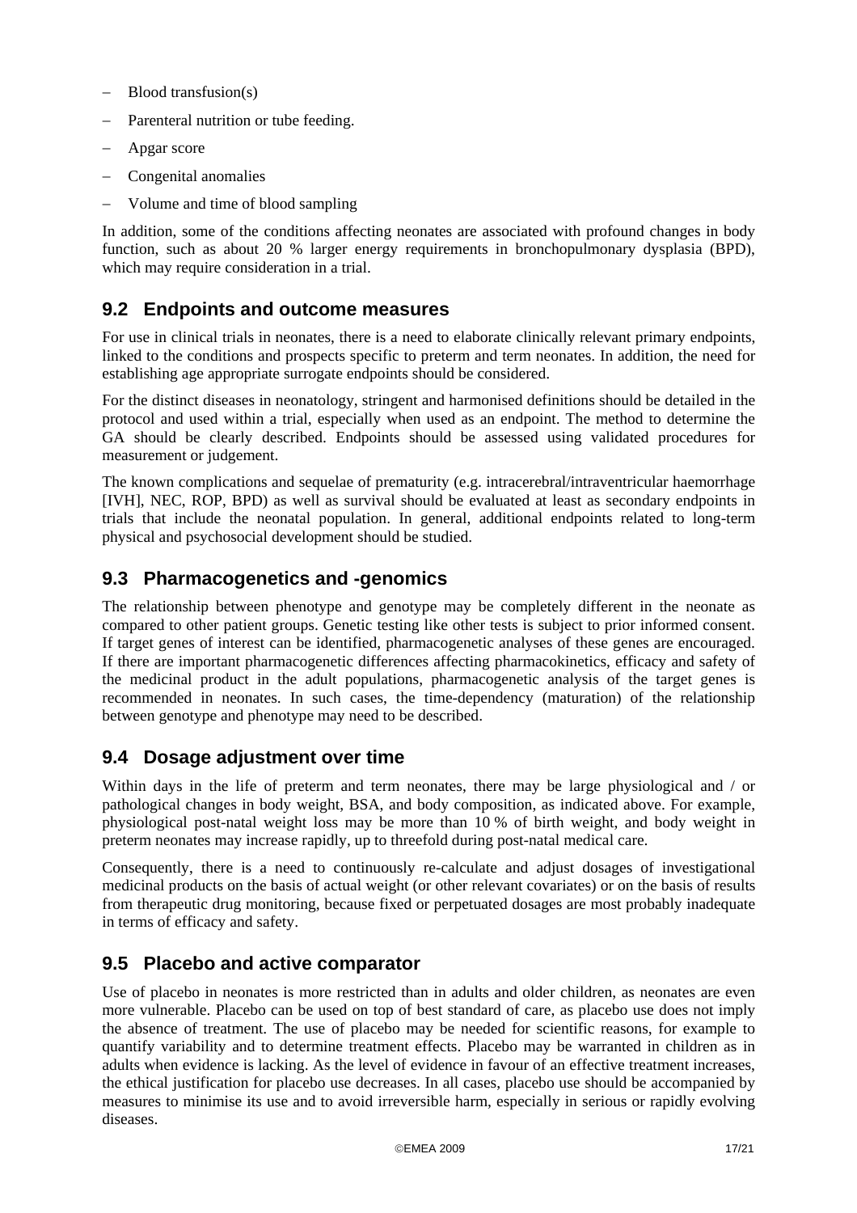- Blood transfusion(s)
- Parenteral nutrition or tube feeding.
- Apgar score
- Congenital anomalies
- Volume and time of blood sampling

In addition, some of the conditions affecting neonates are associated with profound changes in body function, such as about 20 % larger energy requirements in bronchopulmonary dysplasia (BPD), which may require consideration in a trial.

## 9.2 Endpoints and outcome measures

For use in clinical trials in neonates, there is a need to elaborate clinically relevant primary endpoints, linked to the conditions and prospects specific to preterm and term neonates. In addition, the need for establishing age appropriate surrogate endpoints should be considered.

For the distinct diseases in neonatology, stringent and harmonised definitions should be detailed in the protocol and used within a trial, especially when used as an endpoint. The method to determine the GA should be clearly described. Endpoints should be assessed using validated procedures for measurement or judgement.

The known complications and sequelae of prematurity (e.g. intracerebral/intraventricular haemorrhage [IVH], NEC, ROP, BPD) as well as survival should be evaluated at least as secondary endpoints in trials that include the neonatal population. In general, additional endpoints related to long-term physical and psychosocial development should be studied.

## 9.3 Pharmacogenetics and -genomics

The relationship between phenotype and genotype may be completely different in the neonate as compared to other patient groups. Genetic testing like other tests is subject to prior informed consent. If target genes of interest can be identified, pharmacogenetic analyses of these genes are encouraged. If there are important pharmacogenetic differences affecting pharmacokinetics, efficacy and safety of the medicinal product in the adult populations, pharmacogenetic analysis of the target genes is recommended in neonates. In such cases, the time-dependency (maturation) of the relationship between genotype and phenotype may need to be described.

## 9.4 Dosage adjustment over time

Within days in the life of preterm and term neonates, there may be large physiological and / or pathological changes in body weight, BSA, and body composition, as indicated above. For example, physiological post-natal weight loss may be more than 10 % of birth weight, and body weight in preterm neonates may increase rapidly, up to threefold during post-natal medical care.

Consequently, there is a need to continuously re-calculate and adjust dosages of investigational medicinal products on the basis of actual weight (or other relevant covariates) or on the basis of results from therapeutic drug monitoring, because fixed or perpetuated dosages are most probably inadequate in terms of efficacy and safety.

## 9.5 Placebo and active comparator

Use of placebo in neonates is more restricted than in adults and older children, as neonates are even more vulnerable. Placebo can be used on top of best standard of care, as placebo use does not imply the absence of treatment. The use of placebo may be needed for scientific reasons, for example to quantify variability and to determine treatment effects. Placebo may be warranted in children as in adults when evidence is lacking. As the level of evidence in favour of an effective treatment increases, the ethical justification for placebo use decreases. In all cases, placebo use should be accompanied by measures to minimise its use and to avoid irreversible harm, especially in serious or rapidly evolving diseases.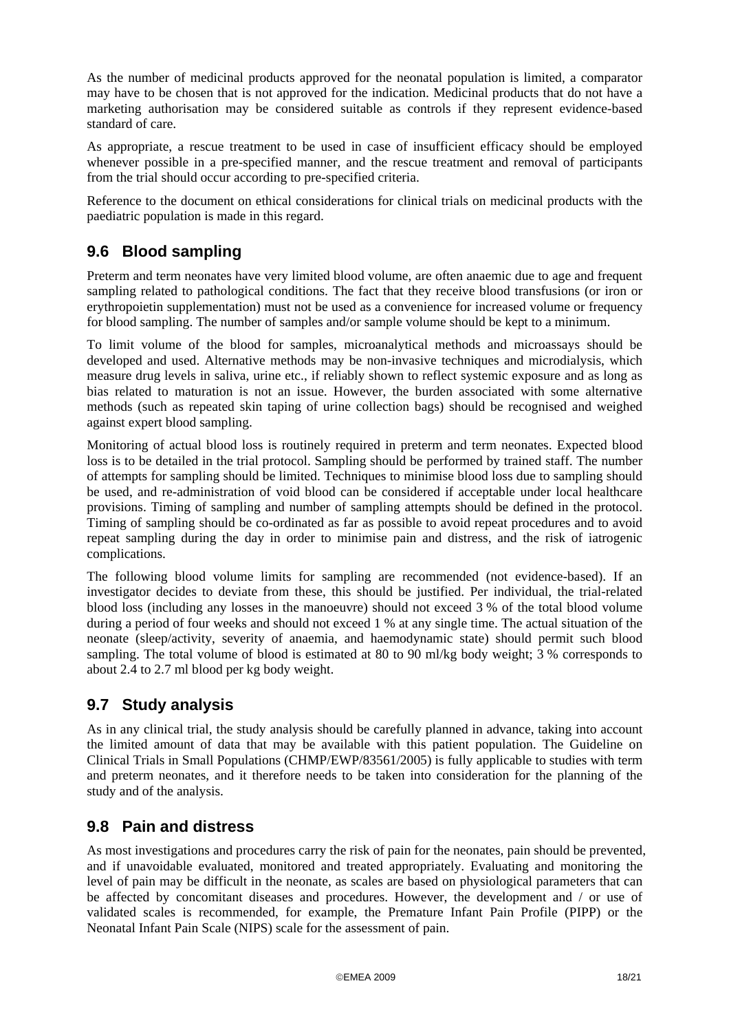As the number of medicinal products approved for the neonatal population is limited, a comparator may have to be chosen that is not approved for the indication. Medicinal products that do not have a marketing authorisation may be considered suitable as controls if they represent evidence-based standard of care.

As appropriate, a rescue treatment to be used in case of insufficient efficacy should be employed whenever possible in a pre-specified manner, and the rescue treatment and removal of participants from the trial should occur according to pre-specified criteria.

Reference to the document on ethical considerations for clinical trials on medicinal products with the paediatric population is made in this regard.

## 9.6 Blood sampling

Preterm and term neonates have very limited blood volume, are often anaemic due to age and frequent sampling related to pathological conditions. The fact that they receive blood transfusions (or iron or erythropoietin supplementation) must not be used as a convenience for increased volume or frequency for blood sampling. The number of samples and/or sample volume should be kept to a minimum.

To limit volume of the blood for samples, microanalytical methods and microassays should be developed and used. Alternative methods may be non-invasive techniques and microdialysis, which measure drug levels in saliva, urine etc., if reliably shown to reflect systemic exposure and as long as bias related to maturation is not an issue. However, the burden associated with some alternative methods (such as repeated skin taping of urine collection bags) should be recognised and weighed against expert blood sampling.

Monitoring of actual blood loss is routinely required in preterm and term neonates. Expected blood loss is to be detailed in the trial protocol. Sampling should be performed by trained staff. The number of attempts for sampling should be limited. Techniques to minimise blood loss due to sampling should be used, and re-administration of void blood can be considered if acceptable under local healthcare provisions. Timing of sampling and number of sampling attempts should be defined in the protocol. Timing of sampling should be co-ordinated as far as possible to avoid repeat procedures and to avoid repeat sampling during the day in order to minimise pain and distress, and the risk of iatrogenic complications.

The following blood volume limits for sampling are recommended (not evidence-based). If an investigator decides to deviate from these, this should be justified. Per individual, the trial-related blood loss (including any losses in the manoeuvre) should not exceed 3 % of the total blood volume during a period of four weeks and should not exceed 1 % at any single time. The actual situation of the neonate (sleep/activity, severity of anaemia, and haemodynamic state) should permit such blood sampling. The total volume of blood is estimated at 80 to 90 ml/kg body weight; 3 % corresponds to about 2.4 to 2.7 ml blood per kg body weight.

## 9.7 Study analysis

As in any clinical trial, the study analysis should be carefully planned in advance, taking into account the limited amount of data that may be available with this patient population. The Guideline on Clinical Trials in Small Populations (CHMP/EWP/83561/2005) is fully applicable to studies with term and preterm neonates, and it therefore needs to be taken into consideration for the planning of the study and of the analysis.

## 9.8 Pain and distress

As most investigations and procedures carry the risk of pain for the neonates, pain should be prevented, and if unavoidable evaluated, monitored and treated appropriately. Evaluating and monitoring the level of pain may be difficult in the neonate, as scales are based on physiological parameters that can be affected by concomitant diseases and procedures. However, the development and / or use of validated scales is recommended, for example, the Premature Infant Pain Profile (PIPP) or the Neonatal Infant Pain Scale (NIPS) scale for the assessment of pain.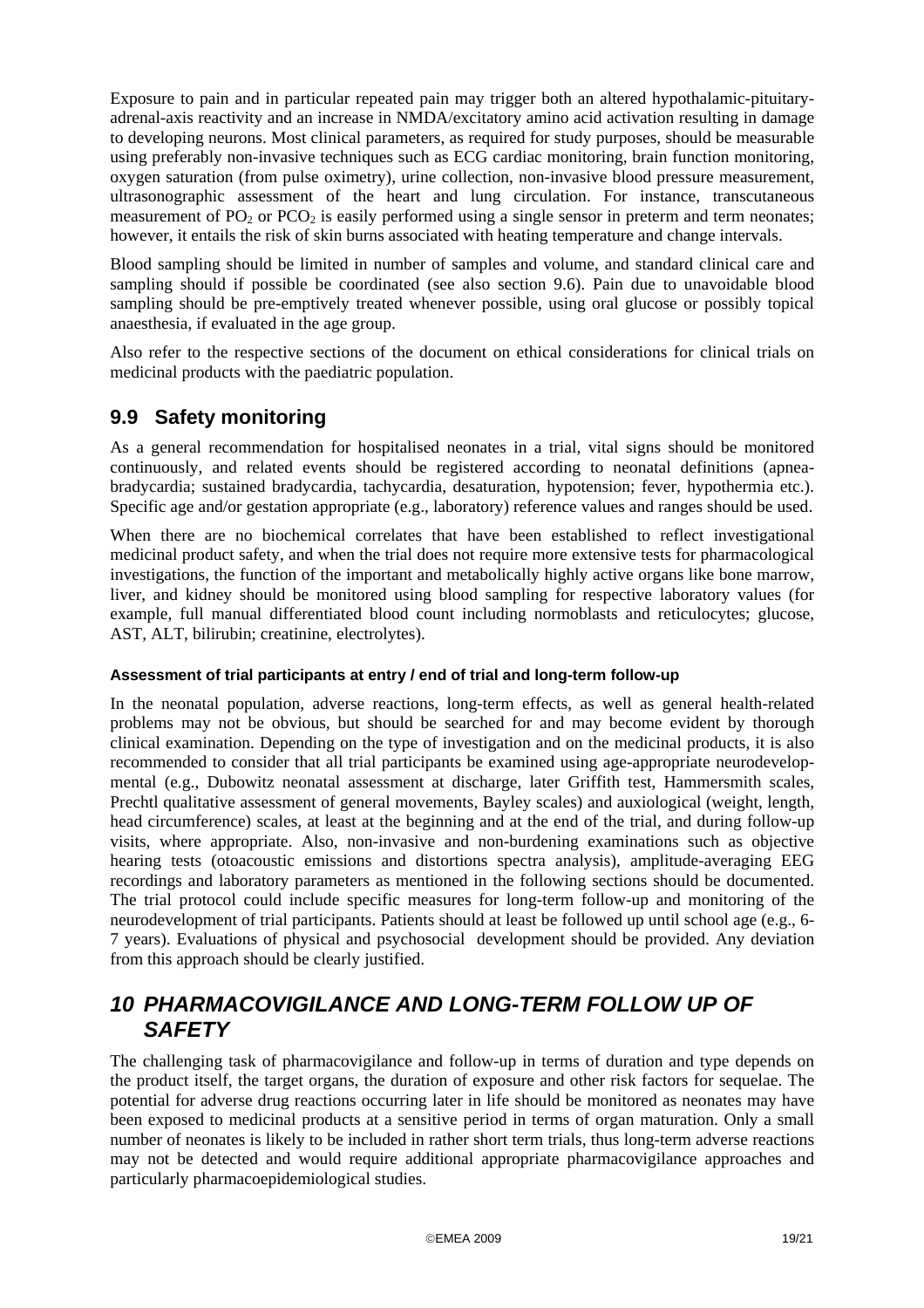Exposure to pain and in particular repeated pain may trigger both an altered hypothalamic-pituitary-adrenal-axis reactivity and an increase in NMDA/excitatory amino acid activation resulting in damage to developing neurons. Most clinical parameters, as required for study purposes, should be measurable using preferably non-invasive techniques such as ECG cardiac monitoring, brain function monitoring, oxygen saturation (from pulse oximetry), urine collection, non-invasive blood pressure measurement, ultrasonographic assessment of the heart and lung circulation. For instance, transcutaneous measurement of $PO_2$ or $PCO_2$ is easily performed using a single sensor in preterm and term neonates; however, it entails the risk of skin burns associated with heating temperature and change intervals.

Blood sampling should be limited in number of samples and volume, and standard clinical care and sampling should if possible be coordinated (see also section 9.6). Pain due to unavoidable blood sampling should be pre-emptively treated whenever possible, using oral glucose or possibly topical anaesthesia, if evaluated in the age group.

Also refer to the respective sections of the document on ethical considerations for clinical trials on medicinal products with the paediatric population.

## 9.9 Safety monitoring

As a general recommendation for hospitalised neonates in a trial, vital signs should be monitored continuously, and related events should be registered according to neonatal definitions (apnea-bradycardia; sustained bradycardia, tachycardia, desaturation, hypotension; fever, hypothermia etc.). Specific age and/or gestation appropriate (e.g., laboratory) reference values and ranges should be used.

When there are no biochemical correlates that have been established to reflect investigational medicinal product safety, and when the trial does not require more extensive tests for pharmacological investigations, the function of the important and metabolically highly active organs like bone marrow, liver, and kidney should be monitored using blood sampling for respective laboratory values (for example, full manual differentiated blood count including normoblasts and reticulocytes; glucose, AST, ALT, bilirubin; creatinine, electrolytes).

#### Assessment of trial participants at entry / end of trial and long-term follow-up

In the neonatal population, adverse reactions, long-term effects, as well as general health-related problems may not be obvious, but should be searched for and may become evident by thorough clinical examination. Depending on the type of investigation and on the medicinal products, it is also recommended to consider that all trial participants be examined using age-appropriate neurodevelopmental (e.g., Dubowitz neonatal assessment at discharge, later Griffith test, Hammersmith scales, Prechtl qualitative assessment of general movements, Bayley scales) and auxiological (weight, length, head circumference) scales, at least at the beginning and at the end of the trial, and during follow-up visits, where appropriate. Also, non-invasive and non-burdening examinations such as objective hearing tests (otoacoustic emissions and distortions spectra analysis), amplitude-averaging EEG recordings and laboratory parameters as mentioned in the following sections should be documented. The trial protocol could include specific measures for long-term follow-up and monitoring of the neurodevelopment of trial participants. Patients should at least be followed up until school age (e.g., 6-7 years). Evaluations of physical and psychosocial development should be provided. Any deviation from this approach should be clearly justified.

# *10 PHARMACOVIGILANCE AND LONG-TERM FOLLOW UP OF SAFETY*

The challenging task of pharmacovigilance and follow-up in terms of duration and type depends on the product itself, the target organs, the duration of exposure and other risk factors for sequelae. The potential for adverse drug reactions occurring later in life should be monitored as neonates may have been exposed to medicinal products at a sensitive period in terms of organ maturation. Only a small number of neonates is likely to be included in rather short term trials, thus long-term adverse reactions may not be detected and would require additional appropriate pharmacovigilance approaches and particularly pharmacoepidemiological studies.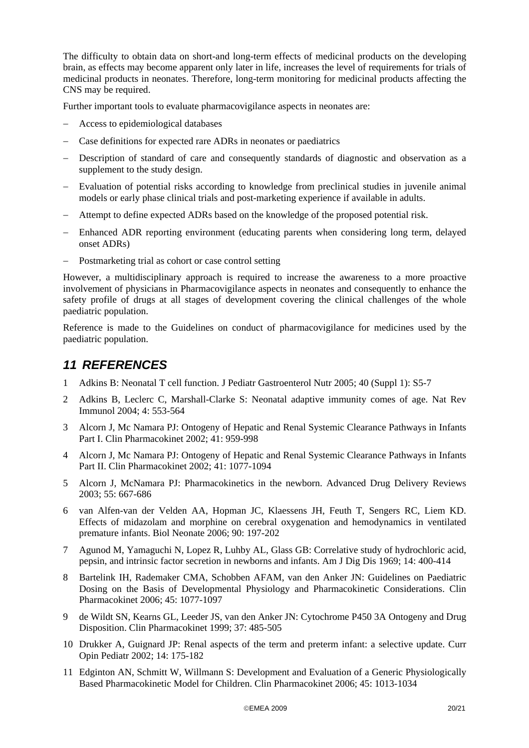The difficulty to obtain data on short-and long-term effects of medicinal products on the developing brain, as effects may become apparent only later in life, increases the level of requirements for trials of medicinal products in neonates. Therefore, long-term monitoring for medicinal products affecting the CNS may be required.

Further important tools to evaluate pharmacovigilance aspects in neonates are:

- Access to epidemiological databases
- Case definitions for expected rare ADRs in neonates or paediatrics
- Description of standard of care and consequently standards of diagnostic and observation as a supplement to the study design.
- Evaluation of potential risks according to knowledge from preclinical studies in juvenile animal models or early phase clinical trials and post-marketing experience if available in adults.
- Attempt to define expected ADRs based on the knowledge of the proposed potential risk.
- Enhanced ADR reporting environment (educating parents when considering long term, delayed onset ADRs)
- Postmarketing trial as cohort or case control setting

However, a multidisciplinary approach is required to increase the awareness to a more proactive involvement of physicians in Pharmacovigilance aspects in neonates and consequently to enhance the safety profile of drugs at all stages of development covering the clinical challenges of the whole paediatric population.

Reference is made to the Guidelines on conduct of pharmacovigilance for medicines used by the paediatric population.

## *11 REFERENCES*

1. Adkins B: Neonatal T cell function. J Pediatr Gastroenterol Nutr 2005; 40 (Suppl 1): S5-7
2. Adkins B, Leclerc C, Marshall-Clarke S: Neonatal adaptive immunity comes of age. Nat Rev Immunol 2004; 4: 553-564
3. Alcorn J, Mc Namara PJ: Ontogeny of Hepatic and Renal Systemic Clearance Pathways in Infants Part I. Clin Pharmacokinet 2002; 41: 959-998
4. Alcorn J, Mc Namara PJ: Ontogeny of Hepatic and Renal Systemic Clearance Pathways in Infants Part II. Clin Pharmacokinet 2002; 41: 1077-1094
5. Alcorn J, McNamara PJ: Pharmacokinetics in the newborn. Advanced Drug Delivery Reviews 2003; 55: 667-686
6. van Alfen-van der Velden AA, Hopman JC, Klaessens JH, Feuth T, Sengers RC, Liem KD. Effects of midazolam and morphine on cerebral oxygenation and hemodynamics in ventilated premature infants. Biol Neonate 2006; 90: 197-202
7. Agunod M, Yamaguchi N, Lopez R, Luhby AL, Glass GB: Correlative study of hydrochloric acid, pepsin, and intrinsic factor secretion in newborns and infants. Am J Dig Dis 1969; 14: 400-414
8. Bartelink IH, Rademaker CMA, Schobben AFAM, van den Anker JN: Guidelines on Paediatric Dosing on the Basis of Developmental Physiology and Pharmacokinetic Considerations. Clin Pharmacokinet 2006; 45: 1077-1097
9. de Wildt SN, Kearns GL, Leeder JS, van den Anker JN: Cytochrome P450 3A Ontogeny and Drug Disposition. Clin Pharmacokinet 1999; 37: 485-505
10. Drukker A, Guignard JP: Renal aspects of the term and preterm infant: a selective update. Curr Opin Pediatr 2002; 14: 175-182
11. Edginton AN, Schmitt W, Willmann S: Development and Evaluation of a Generic Physiologically Based Pharmacokinetic Model for Children. Clin Pharmacokinet 2006; 45: 1013-1034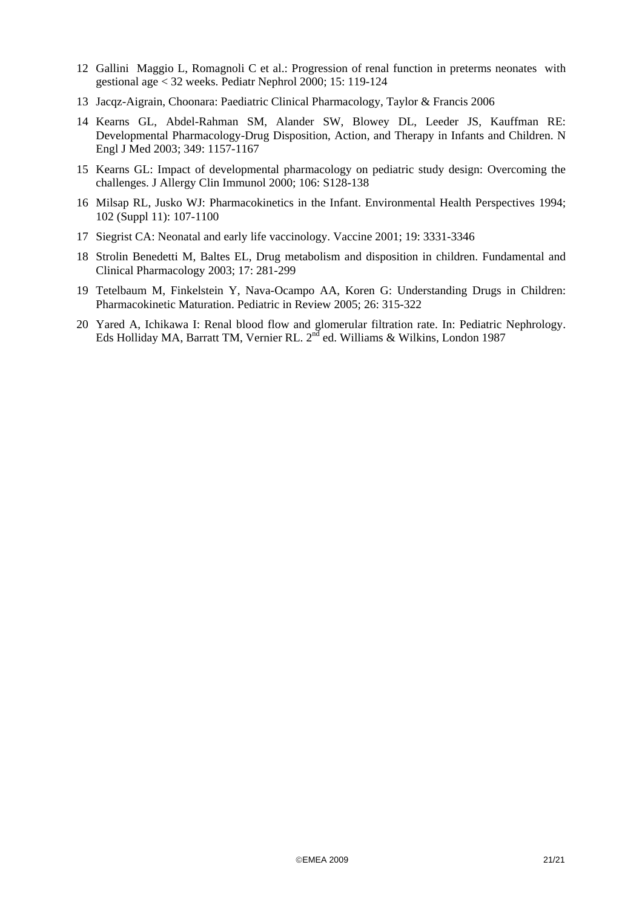12 Gallini Maggio L, Romagnoli C et al.: Progression of renal function in preterms neonates with gestional age < 32 weeks. Pediatr Nephrol 2000; 15: 119-124

13 Jacqz-Aigrain, Choonara: Paediatric Clinical Pharmacology, Taylor & Francis 2006

14 Kearns GL, Abdel-Rahman SM, Alander SW, Blowey DL, Leeder JS, Kauffman RE: Developmental Pharmacology-Drug Disposition, Action, and Therapy in Infants and Children. N Engl J Med 2003; 349: 1157-1167

15 Kearns GL: Impact of developmental pharmacology on pediatric study design: Overcoming the challenges. J Allergy Clin Immunol 2000; 106: S128-138

16 Milsap RL, Jusko WJ: Pharmacokinetics in the Infant. Environmental Health Perspectives 1994; 102 (Suppl 11): 107-1100

17 Siegrist CA: Neonatal and early life vaccinology. Vaccine 2001; 19: 3331-3346

18 Strolin Benedetti M, Baltes EL, Drug metabolism and disposition in children. Fundamental and Clinical Pharmacology 2003; 17: 281-299

19 Tetelbaum M, Finkelstein Y, Nava-Ocampo AA, Koren G: Understanding Drugs in Children: Pharmacokinetic Maturation. Pediatric in Review 2005; 26: 315-322

20 Yared A, Ichikawa I: Renal blood flow and glomerular filtration rate. In: Pediatric Nephrology. Eds Holliday MA, Barratt TM, Vernier RL. 2nd ed. Williams & Wilkins, London 1987